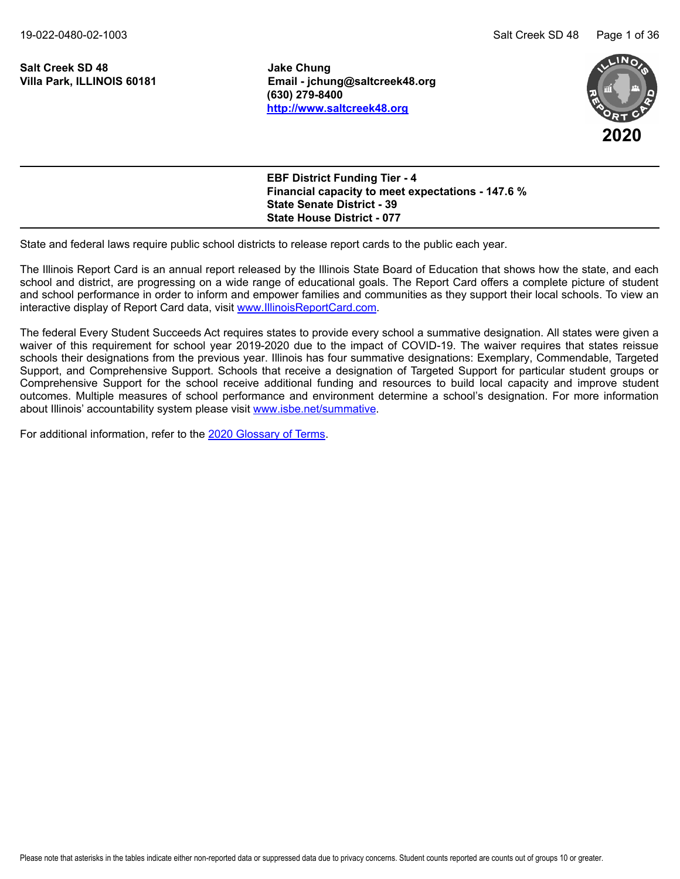**Salt Creek SD 48**
**Villa Park, ILLINOIS 60181**

**Jake Chung**
**Email - jchung@saltcreek48.org**
**(630) 279-8400**
**[http://www.saltcreek48.org](http://www.saltcreek48.org)**

**2020**

**EBF District Funding Tier - 4**
**Financial capacity to meet expectations - 147.6 %**
**State Senate District - 39**
**State House District - 077**

State and federal laws require public school districts to release report cards to the public each year.

The Illinois Report Card is an annual report released by the Illinois State Board of Education that shows how the state, and each school and district, are progressing on a wide range of educational goals. The Report Card offers a complete picture of student and school performance in order to inform and empower families and communities as they support their local schools. To view an interactive display of Report Card data, visit [www.IllinoisReportCard.com](http://www.IllinoisReportCard.com).

The federal Every Student Succeeds Act requires states to provide every school a summative designation. All states were given a waiver of this requirement for school year 2019-2020 due to the impact of COVID-19. The waiver requires that states reissue schools their designations from the previous year. Illinois has four summative designations: Exemplary, Commendable, Targeted Support, and Comprehensive Support. Schools that receive a designation of Targeted Support for particular student groups or Comprehensive Support for the school receive additional funding and resources to build local capacity and improve student outcomes. Multiple measures of school performance and environment determine a school's designation. For more information about Illinois' accountability system please visit [www.isbe.net/summative](http://www.isbe.net/summative).

For additional information, refer to the 2020 Glossary of Terms.

Please note that asterisks in the tables indicate either non-reported data or suppressed data due to privacy concerns. Student counts reported are counts out of groups 10 or greater.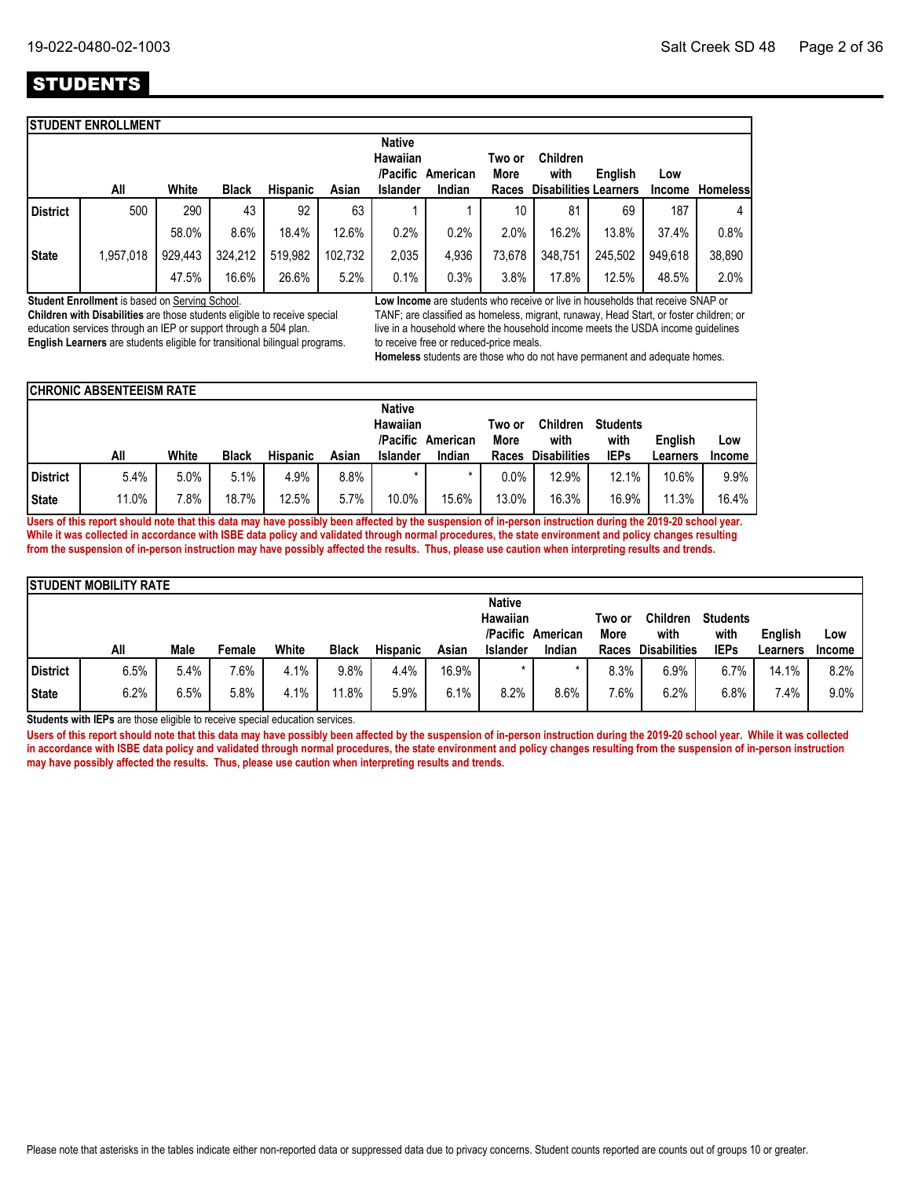# STUDENTS

## STUDENT ENROLLMENT

| | All | White | Black | Hispanic | Asian | Native Hawaiian /Pacific Islander | American Indian | Two or More Races | Children with Disabilities | English Learners | Low Income | Homeless |
|---|---|---|---|---|---|---|---|---|---|---|---|---|
| District | 500 | 290 | 43 | 92 | 63 | 1 | 1 | 10 | 81 | 69 | 187 | 4 |
| | | 58.0% | 8.6% | 18.4% | 12.6% | 0.2% | 0.2% | 2.0% | 16.2% | 13.8% | 37.4% | 0.8% |
| State | 1,957,018 | 929,443 | 324,212 | 519,982 | 102,732 | 2,035 | 4,936 | 73,678 | 348,751 | 245,502 | 949,618 | 38,890 |
| | | 47.5% | 16.6% | 26.6% | 5.2% | 0.1% | 0.3% | 3.8% | 17.8% | 12.5% | 48.5% | 2.0% |

**Student Enrollment** is based on Serving School.
**Children with Disabilities** are those students eligible to receive special education services through an IEP or support through a 504 plan.
**English Learners** are students eligible for transitional bilingual programs.

**Low Income** are students who receive or live in households that receive SNAP or TANF; are classified as homeless, migrant, runaway, Head Start, or foster children; or live in a household where the household income meets the USDA income guidelines to receive free or reduced-price meals.
**Homeless** students are those who do not have permanent and adequate homes.

## CHRONIC ABSENTEEISM RATE

| | All | White | Black | Hispanic | Asian | Native Hawaiian /Pacific Islander | American Indian | Two or More Races | Children with Disabilities | Students with IEPs | English Learners | Low Income |
|---|---|---|---|---|---|---|---|---|---|---|---|---|
| District | 5.4% | 5.0% | 5.1% | 4.9% | 8.8% | * | * | 0.0% | 12.9% | 12.1% | 10.6% | 9.9% |
| State | 11.0% | 7.8% | 18.7% | 12.5% | 5.7% | 10.0% | 15.6% | 13.0% | 16.3% | 16.9% | 11.3% | 16.4% |

**Users of this report should note that this data may have possibly been affected by the suspension of in-person instruction during the 2019-20 school year. While it was collected in accordance with ISBE data policy and validated through normal procedures, the state environment and policy changes resulting from the suspension of in-person instruction may have possibly affected the results. Thus, please use caution when interpreting results and trends.**

## STUDENT MOBILITY RATE

| | All | Male | Female | White | Black | Hispanic | Asian | Native Hawaiian /Pacific Islander | American Indian | Two or More Races | Children with Disabilities | Students with IEPs | English Learners | Low Income |
|---|---|---|---|---|---|---|---|---|---|---|---|---|---|---|
| District | 6.5% | 5.4% | 7.6% | 4.1% | 9.8% | 4.4% | 16.9% | * | * | 8.3% | 6.9% | 6.7% | 14.1% | 8.2% |
| State | 6.2% | 6.5% | 5.8% | 4.1% | 11.8% | 5.9% | 6.1% | 8.2% | 8.6% | 7.6% | 6.2% | 6.8% | 7.4% | 9.0% |

**Students with IEPs** are those eligible to receive special education services.

**Users of this report should note that this data may have possibly been affected by the suspension of in-person instruction during the 2019-20 school year. While it was collected in accordance with ISBE data policy and validated through normal procedures, the state environment and policy changes resulting from the suspension of in-person instruction may have possibly affected the results. Thus, please use caution when interpreting results and trends.**

Please note that asterisks in the tables indicate either non-reported data or suppressed data due to privacy concerns. Student counts reported are counts out of groups 10 or greater.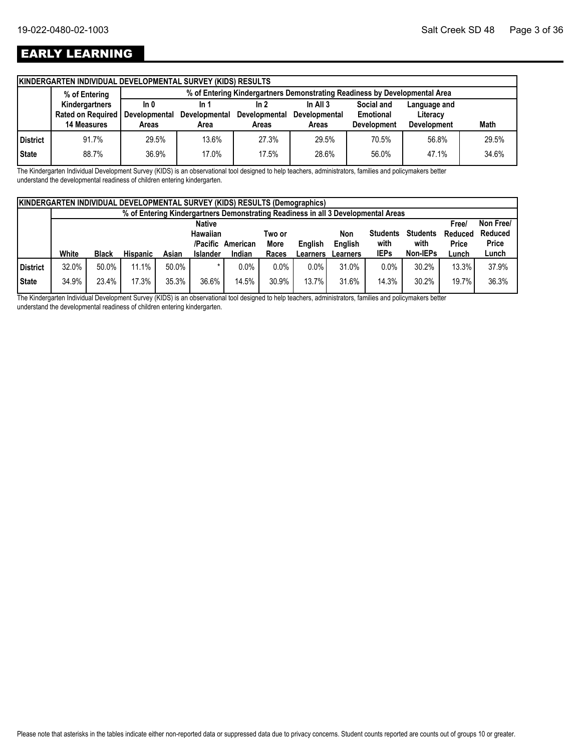# EARLY LEARNING

| KINDERGARTEN INDIVIDUAL DEVELOPMENTAL SURVEY (KIDS) RESULTS | | | | | | | | |
|---|---|---|---|---|---|---|---|---|
| | % of Entering Kindergartners Rated on Required 14 Measures | % of Entering Kindergartners Demonstrating Readiness by Developmental Area | | | | | | |
| | | In 0 Developmental Areas | In 1 Developmental Area | In 2 Developmental Areas | In All 3 Developmental Areas | Social and Emotional Development | Language and Literacy Development | Math |
| **District** | 91.7% | 29.5% | 13.6% | 27.3% | 29.5% | 70.5% | 56.8% | 29.5% |
| **State** | 88.7% | 36.9% | 17.0% | 17.5% | 28.6% | 56.0% | 47.1% | 34.6% |

The Kindergarten Individual Development Survey (KIDS) is an observational tool designed to help teachers, administrators, families and policymakers better understand the developmental readiness of children entering kindergarten.

| KINDERGARTEN INDIVIDUAL DEVELOPMENTAL SURVEY (KIDS) RESULTS (Demographics) | | | | | | | | | | | | | |
|---|---|---|---|---|---|---|---|---|---|---|---|---|---|
| | % of Entering Kindergartners Demonstrating Readiness in all 3 Developmental Areas | | | | | | | | | | | | |
| | White | Black | Hispanic | Asian | Native Hawaiian /Pacific Islander | American Indian | Two or More Races | English Learners | Non English Learners | Students with IEPs | Students with Non-IEPs | Free/ Reduced Price Lunch | Non Free/ Reduced Price Lunch |
| **District** | 32.0% | 50.0% | 11.1% | 50.0% | * | 0.0% | 0.0% | 0.0% | 31.0% | 0.0% | 30.2% | 13.3% | 37.9% |
| **State** | 34.9% | 23.4% | 17.3% | 35.3% | 36.6% | 14.5% | 30.9% | 13.7% | 31.6% | 14.3% | 30.2% | 19.7% | 36.3% |

The Kindergarten Individual Development Survey (KIDS) is an observational tool designed to help teachers, administrators, families and policymakers better understand the developmental readiness of children entering kindergarten.

Please note that asterisks in the tables indicate either non-reported data or suppressed data due to privacy concerns. Student counts reported are counts out of groups 10 or greater.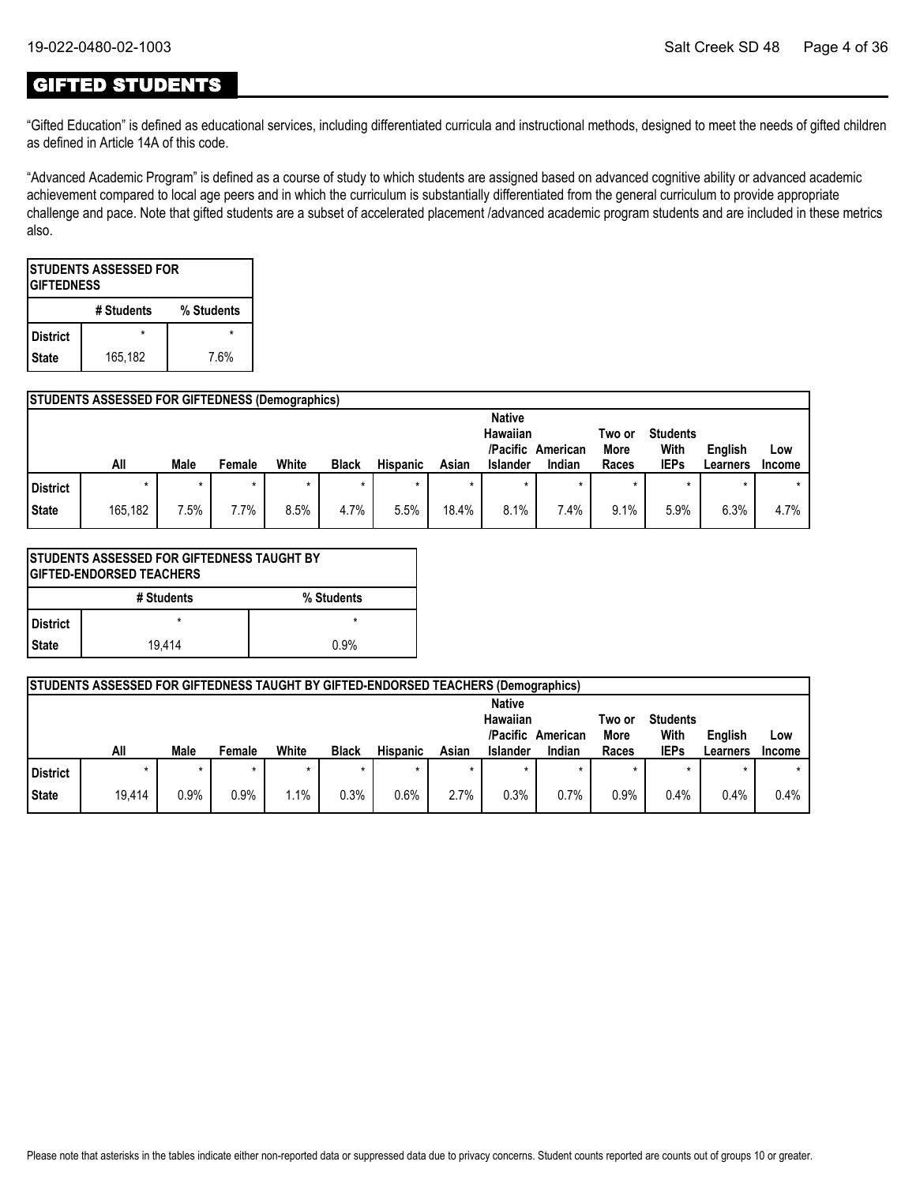# GIFTED STUDENTS

"Gifted Education" is defined as educational services, including differentiated curricula and instructional methods, designed to meet the needs of gifted children as defined in Article 14A of this code.

"Advanced Academic Program" is defined as a course of study to which students are assigned based on advanced cognitive ability or advanced academic achievement compared to local age peers and in which the curriculum is substantially differentiated from the general curriculum to provide appropriate challenge and pace. Note that gifted students are a subset of accelerated placement /advanced academic program students and are included in these metrics also.

| STUDENTS ASSESSED FOR GIFTEDNESS | | |
|---|---|---|
| | # Students | % Students |
| District | * | * |
| State | 165,182 | 7.6% |

| STUDENTS ASSESSED FOR GIFTEDNESS (Demographics) | | | | | | | | | | | | | |
|---|---|---|---|---|---|---|---|---|---|---|---|---|---|
| | All | Male | Female | White | Black | Hispanic | Asian | Native Hawaiian /Pacific Islander | American Indian | Two or More Races | Students With IEPs | English Learners | Low Income |
| District | * | * | * | * | * | * | * | * | * | * | * | * | * |
| State | 165,182 | 7.5% | 7.7% | 8.5% | 4.7% | 5.5% | 18.4% | 8.1% | 7.4% | 9.1% | 5.9% | 6.3% | 4.7% |

| STUDENTS ASSESSED FOR GIFTEDNESS TAUGHT BY GIFTED-ENDORSED TEACHERS | | |
|---|---|---|
| | # Students | % Students |
| District | * | * |
| State | 19,414 | 0.9% |

| STUDENTS ASSESSED FOR GIFTEDNESS TAUGHT BY GIFTED-ENDORSED TEACHERS (Demographics) | | | | | | | | | | | | | |
|---|---|---|---|---|---|---|---|---|---|---|---|---|---|
| | All | Male | Female | White | Black | Hispanic | Asian | Native Hawaiian /Pacific Islander | American Indian | Two or More Races | Students With IEPs | English Learners | Low Income |
| District | * | * | * | * | * | * | * | * | * | * | * | * | * |
| State | 19,414 | 0.9% | 0.9% | 1.1% | 0.3% | 0.6% | 2.7% | 0.3% | 0.7% | 0.9% | 0.4% | 0.4% | 0.4% |

Please note that asterisks in the tables indicate either non-reported data or suppressed data due to privacy concerns. Student counts reported are counts out of groups 10 or greater.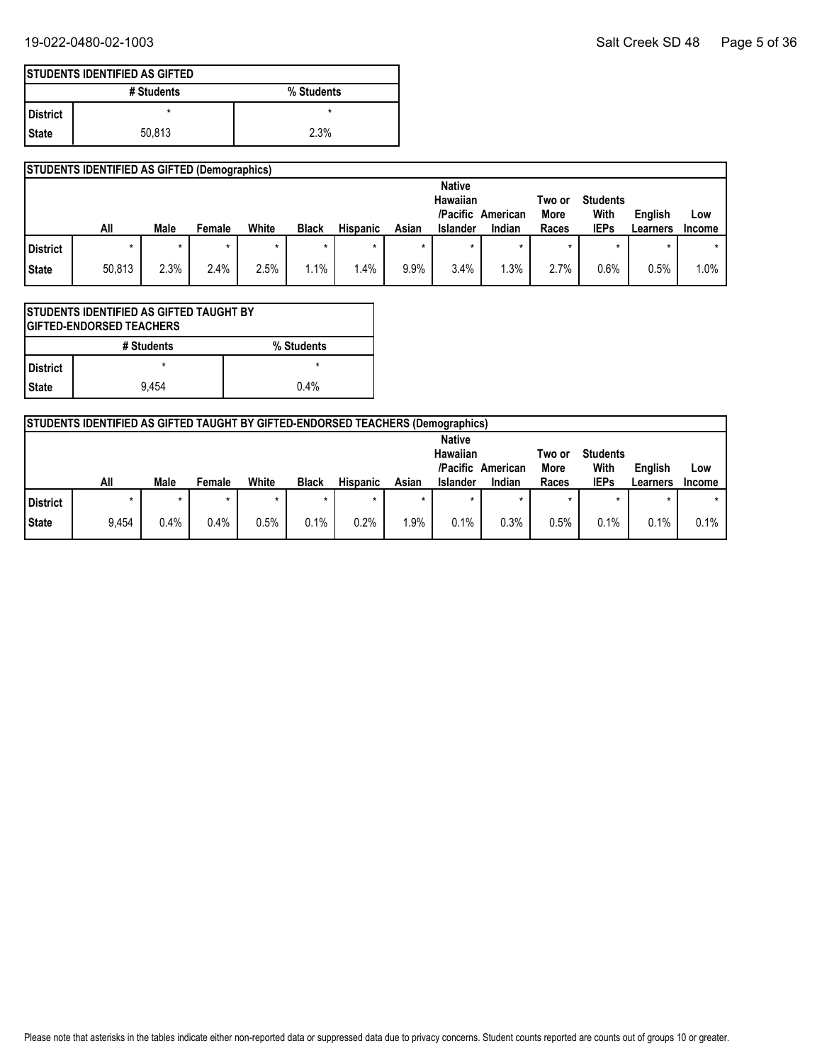| STUDENTS IDENTIFIED AS GIFTED | | |
|---|---|---|
| | # Students | % Students |
| District | * | * |
| State | 50,813 | 2.3% |

| STUDENTS IDENTIFIED AS GIFTED (Demographics) | | | | | | | | | | | | | |
|---|---|---|---|---|---|---|---|---|---|---|---|---|---|
| | All | Male | Female | White | Black | Hispanic | Asian | Native Hawaiian /Pacific Islander | American Indian | Two or More Races | Students With IEPs | English Learners | Low Income |
| District | * | * | * | * | * | * | * | * | * | * | * | * | * |
| State | 50,813 | 2.3% | 2.4% | 2.5% | 1.1% | 1.4% | 9.9% | 3.4% | 1.3% | 2.7% | 0.6% | 0.5% | 1.0% |

| STUDENTS IDENTIFIED AS GIFTED TAUGHT BY GIFTED-ENDORSED TEACHERS | | |
|---|---|---|
| | # Students | % Students |
| District | * | * |
| State | 9,454 | 0.4% |

| STUDENTS IDENTIFIED AS GIFTED TAUGHT BY GIFTED-ENDORSED TEACHERS (Demographics) | | | | | | | | | | | | | |
|---|---|---|---|---|---|---|---|---|---|---|---|---|---|
| | All | Male | Female | White | Black | Hispanic | Asian | Native Hawaiian /Pacific Islander | American Indian | Two or More Races | Students With IEPs | English Learners | Low Income |
| District | * | * | * | * | * | * | * | * | * | * | * | * | * |
| State | 9,454 | 0.4% | 0.4% | 0.5% | 0.1% | 0.2% | 1.9% | 0.1% | 0.3% | 0.5% | 0.1% | 0.1% | 0.1% |

Please note that asterisks in the tables indicate either non-reported data or suppressed data due to privacy concerns. Student counts reported are counts out of groups 10 or greater.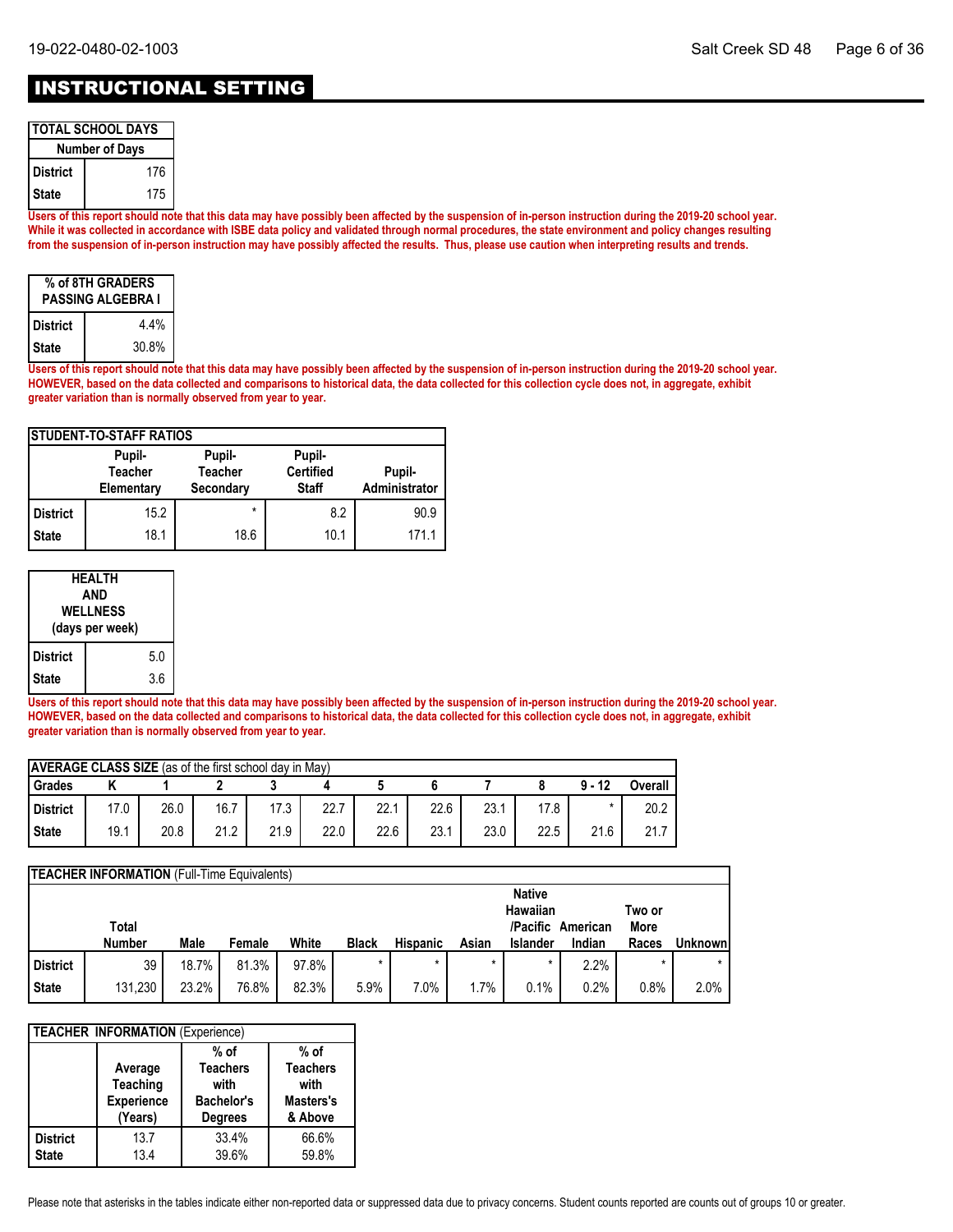# INSTRUCTIONAL SETTING

| TOTAL SCHOOL DAYS | |
|---|---|
| | Number of Days |
| District | 176 |
| State | 175 |

**Users of this report should note that this data may have possibly been affected by the suspension of in-person instruction during the 2019-20 school year. While it was collected in accordance with ISBE data policy and validated through normal procedures, the state environment and policy changes resulting from the suspension of in-person instruction may have possibly affected the results. Thus, please use caution when interpreting results and trends.**

| % of 8TH GRADERS PASSING ALGEBRA I | |
|---|---|
| District | 4.4% |
| State | 30.8% |

**Users of this report should note that this data may have possibly been affected by the suspension of in-person instruction during the 2019-20 school year. HOWEVER, based on the data collected and comparisons to historical data, the data collected for this collection cycle does not, in aggregate, exhibit greater variation than is normally observed from year to year.**

| STUDENT-TO-STAFF RATIOS | | | | |
|---|---|---|---|---|
| | Pupil-Teacher Elementary | Pupil-Teacher Secondary | Pupil-Certified Staff | Pupil-Administrator |
| District | 15.2 | * | 8.2 | 90.9 |
| State | 18.1 | 18.6 | 10.1 | 171.1 |

| HEALTH AND WELLNESS (days per week) | |
|---|---|
| District | 5.0 |
| State | 3.6 |

**Users of this report should note that this data may have possibly been affected by the suspension of in-person instruction during the 2019-20 school year. HOWEVER, based on the data collected and comparisons to historical data, the data collected for this collection cycle does not, in aggregate, exhibit greater variation than is normally observed from year to year.**

| **AVERAGE CLASS SIZE** (as of the first school day in May) | | | | | | | | | | | |
|---|---|---|---|---|---|---|---|---|---|---|---|
| Grades | K | 1 | 2 | 3 | 4 | 5 | 6 | 7 | 8 | 9 - 12 | Overall |
| District | 17.0 | 26.0 | 16.7 | 17.3 | 22.7 | 22.1 | 22.6 | 23.1 | 17.8 | * | 20.2 |
| State | 19.1 | 20.8 | 21.2 | 21.9 | 22.0 | 22.6 | 23.1 | 23.0 | 22.5 | 21.6 | 21.7 |

| **TEACHER INFORMATION** (Full-Time Equivalents) | | | | | | | | | | | |
|---|---|---|---|---|---|---|---|---|---|---|---|
| | Total Number | Male | Female | White | Black | Hispanic | Asian | Native Hawaiian /Pacific Islander | American Indian | Two or More Races | Unknown |
| District | 39 | 18.7% | 81.3% | 97.8% | * | * | * | * | 2.2% | * | * |
| State | 131,230 | 23.2% | 76.8% | 82.3% | 5.9% | 7.0% | 1.7% | 0.1% | 0.2% | 0.8% | 2.0% |

| **TEACHER INFORMATION** (Experience) | | | |
|---|---|---|---|
| | Average Teaching Experience (Years) | % of Teachers with Bachelor's Degrees | % of Teachers with Masters's & Above |
| District | 13.7 | 33.4% | 66.6% |
| State | 13.4 | 39.6% | 59.8% |

Please note that asterisks in the tables indicate either non-reported data or suppressed data due to privacy concerns. Student counts reported are counts out of groups 10 or greater.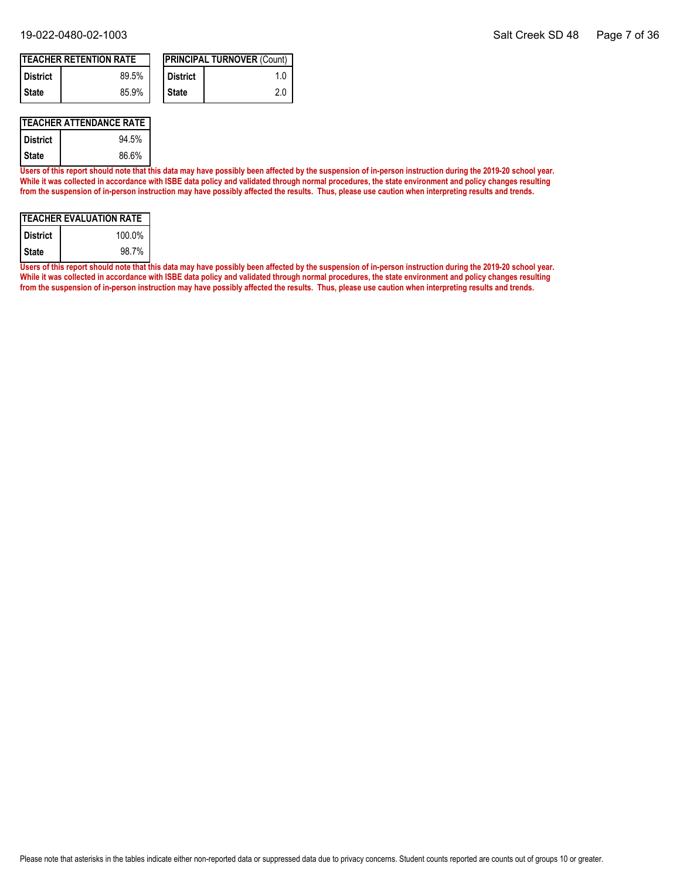| TEACHER RETENTION RATE | |
|---|---|
| District | 89.5% |
| State | 85.9% |

| PRINCIPAL TURNOVER (Count) | |
|---|---|
| District | 1.0 |
| State | 2.0 |

| TEACHER ATTENDANCE RATE | |
|---|---|
| District | 94.5% |
| State | 86.6% |

**Users of this report should note that this data may have possibly been affected by the suspension of in-person instruction during the 2019-20 school year. While it was collected in accordance with ISBE data policy and validated through normal procedures, the state environment and policy changes resulting from the suspension of in-person instruction may have possibly affected the results. Thus, please use caution when interpreting results and trends.**

| TEACHER EVALUATION RATE | |
|---|---|
| District | 100.0% |
| State | 98.7% |

**Users of this report should note that this data may have possibly been affected by the suspension of in-person instruction during the 2019-20 school year. While it was collected in accordance with ISBE data policy and validated through normal procedures, the state environment and policy changes resulting from the suspension of in-person instruction may have possibly affected the results. Thus, please use caution when interpreting results and trends.**

Please note that asterisks in the tables indicate either non-reported data or suppressed data due to privacy concerns. Student counts reported are counts out of groups 10 or greater.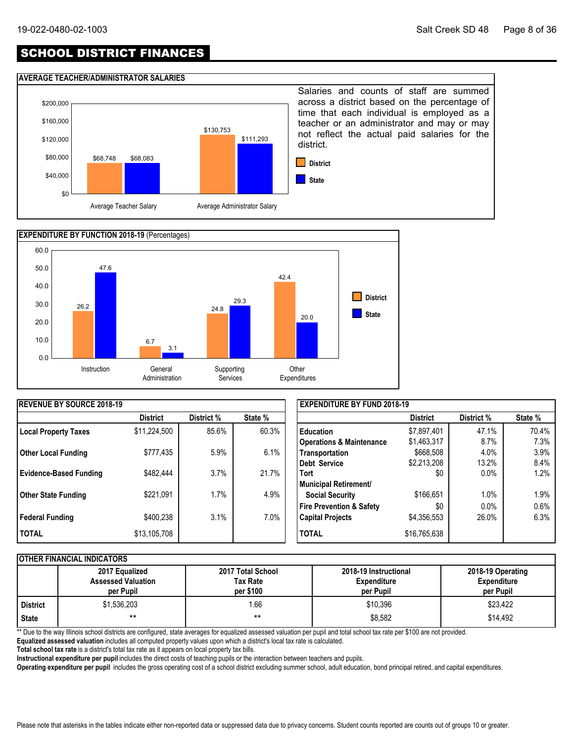# SCHOOL DISTRICT FINANCES

## AVERAGE TEACHER/ADMINISTRATOR SALARIES

| | District | State |
|---|---|---|
| Average Teacher Salary | $68,748 | $68,083 |
| Average Administrator Salary | $130,753 | $111,293 |

Salaries and counts of staff are summed across a district based on the percentage of time that each individual is employed as a teacher or an administrator and may or may not reflect the actual paid salaries for the district.

## EXPENDITURE BY FUNCTION 2018-19 (Percentages)

| | District | State |
|---|---|---|
| Instruction | 26.2 | 47.6 |
| General Administration | 6.7 | 3.1 |
| Supporting Services | 24.8 | 29.3 |
| Other Expenditures | 42.4 | 20.0 |

## REVENUE BY SOURCE 2018-19

| | District | District % | State % |
|---|---|---|---|
| **Local Property Taxes** | $11,224,500 | 85.6% | 60.3% |
| **Other Local Funding** | $777,435 | 5.9% | 6.1% |
| **Evidence-Based Funding** | $482,444 | 3.7% | 21.7% |
| **Other State Funding** | $221,091 | 1.7% | 4.9% |
| **Federal Funding** | $400,238 | 3.1% | 7.0% |
| **TOTAL** | $13,105,708 | | |

## EXPENDITURE BY FUND 2018-19

| | District | District % | State % |
|---|---|---|---|
| **Education** | $7,897,401 | 47.1% | 70.4% |
| **Operations & Maintenance** | $1,463,317 | 8.7% | 7.3% |
| **Transportation** | $668,508 | 4.0% | 3.9% |
| **Debt Service** | $2,213,208 | 13.2% | 8.4% |
| **Tort** | $0 | 0.0% | 1.2% |
| **Municipal Retirement/ Social Security** | $166,651 | 1.0% | 1.9% |
| **Fire Prevention & Safety** | $0 | 0.0% | 0.6% |
| **Capital Projects** | $4,356,553 | 26.0% | 6.3% |
| **TOTAL** | $16,765,638 | | |

## OTHER FINANCIAL INDICATORS

| | 2017 Equalized Assessed Valuation per Pupil | 2017 Total School Tax Rate per $100 | 2018-19 Instructional Expenditure per Pupil | 2018-19 Operating Expenditure per Pupil |
|---|---|---|---|---|
| **District** | $1,536,203 | 1.66 | $10,396 | $23,422 |
| **State** | ** | ** | $8,582 | $14,492 |

** Due to the way Illinois school districts are configured, state averages for equalized assessed valuation per pupil and total school tax rate per $100 are not provided.

**Equalized assessed valuation** includes all computed property values upon which a district's local tax rate is calculated.

**Total school tax rate** is a district's total tax rate as it appears on local property tax bills.

**Instructional expenditure per pupil** includes the direct costs of teaching pupils or the interaction between teachers and pupils.

**Operating expenditure per pupil** includes the gross operating cost of a school district excluding summer school, adult education, bond principal retired, and capital expenditures.

Please note that asterisks in the tables indicate either non-reported data or suppressed data due to privacy concerns. Student counts reported are counts out of groups 10 or greater.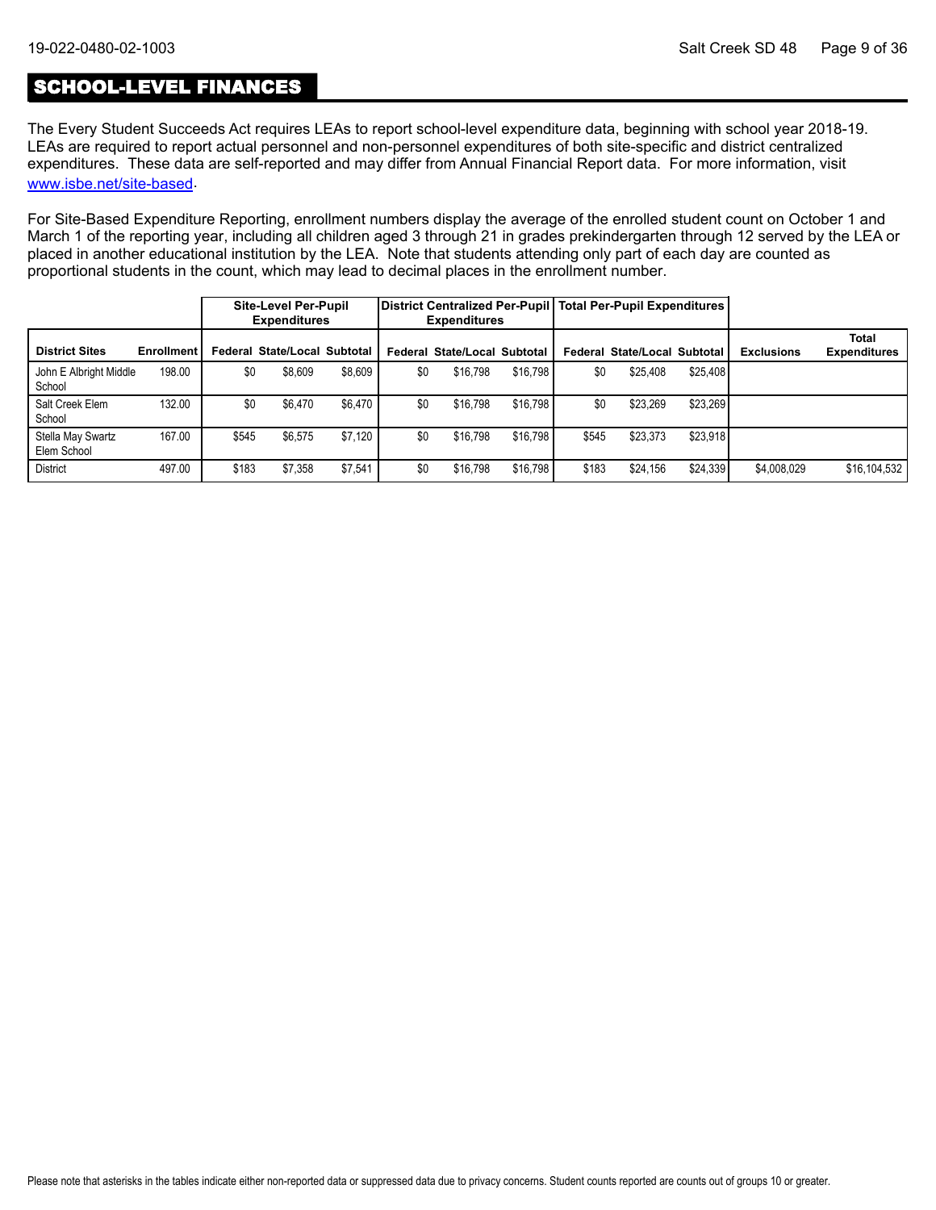## SCHOOL-LEVEL FINANCES

The Every Student Succeeds Act requires LEAs to report school-level expenditure data, beginning with school year 2018-19. LEAs are required to report actual personnel and non-personnel expenditures of both site-specific and district centralized expenditures. These data are self-reported and may differ from Annual Financial Report data. For more information, visit www.isbe.net/site-based.

For Site-Based Expenditure Reporting, enrollment numbers display the average of the enrolled student count on October 1 and March 1 of the reporting year, including all children aged 3 through 21 in grades prekindergarten through 12 served by the LEA or placed in another educational institution by the LEA. Note that students attending only part of each day are counted as proportional students in the count, which may lead to decimal places in the enrollment number.

| | | Site-Level Per-Pupil Expenditures | | | District Centralized Per-Pupil Expenditures | | | Total Per-Pupil Expenditures | | | | |
|---|---|---|---|---|---|---|---|---|---|---|---|---|
| **District Sites** | **Enrollment** | **Federal** | **State/Local** | **Subtotal** | **Federal** | **State/Local** | **Subtotal** | **Federal** | **State/Local** | **Subtotal** | **Exclusions** | **Total Expenditures** |
| John E Albright Middle School | 198.00 | $0 | $8,609 | $8,609 | $0 | $16,798 | $16,798 | $0 | $25,408 | $25,408 | | |
| Salt Creek Elem School | 132.00 | $0 | $6,470 | $6,470 | $0 | $16,798 | $16,798 | $0 | $23,269 | $23,269 | | |
| Stella May Swartz Elem School | 167.00 | $545 | $6,575 | $7,120 | $0 | $16,798 | $16,798 | $545 | $23,373 | $23,918 | | |
| District | 497.00 | $183 | $7,358 | $7,541 | $0 | $16,798 | $16,798 | $183 | $24,156 | $24,339 | $4,008,029 | $16,104,532 |

Please note that asterisks in the tables indicate either non-reported data or suppressed data due to privacy concerns. Student counts reported are counts out of groups 10 or greater.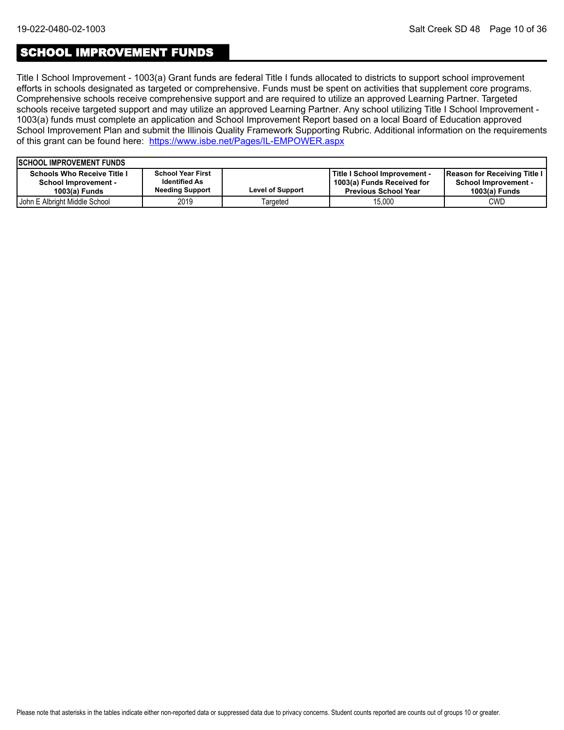## SCHOOL IMPROVEMENT FUNDS

Title I School Improvement - 1003(a) Grant funds are federal Title I funds allocated to districts to support school improvement efforts in schools designated as targeted or comprehensive. Funds must be spent on activities that supplement core programs. Comprehensive schools receive comprehensive support and are required to utilize an approved Learning Partner. Targeted schools receive targeted support and may utilize an approved Learning Partner. Any school utilizing Title I School Improvement - 1003(a) funds must complete an application and School Improvement Report based on a local Board of Education approved School Improvement Plan and submit the Illinois Quality Framework Supporting Rubric. Additional information on the requirements of this grant can be found here: [https://www.isbe.net/Pages/IL-EMPOWER.aspx](https://www.isbe.net/Pages/IL-EMPOWER.aspx)

**SCHOOL IMPROVEMENT FUNDS**

| Schools Who Receive Title I School Improvement - 1003(a) Funds | School Year First Identified As Needing Support | Level of Support | Title I School Improvement - 1003(a) Funds Received for Previous School Year | Reason for Receiving Title I School Improvement - 1003(a) Funds |
|---|---|---|---|---|
| John E Albright Middle School | 2019 | Targeted | 15,000 | CWD |

Please note that asterisks in the tables indicate either non-reported data or suppressed data due to privacy concerns. Student counts reported are counts out of groups 10 or greater.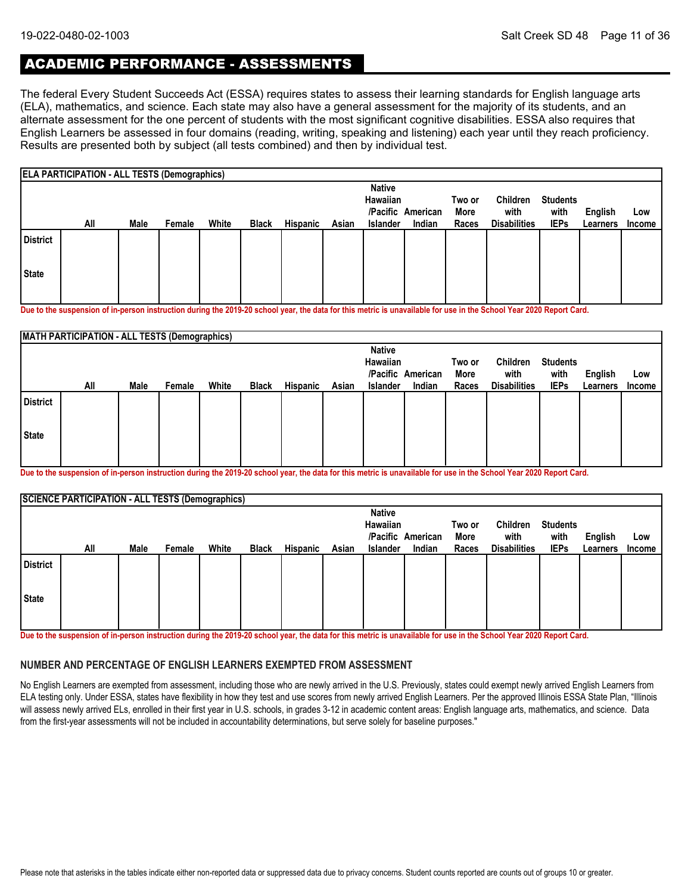## ACADEMIC PERFORMANCE - ASSESSMENTS

The federal Every Student Succeeds Act (ESSA) requires states to assess their learning standards for English language arts (ELA), mathematics, and science. Each state may also have a general assessment for the majority of its students, and an alternate assessment for the one percent of students with the most significant cognitive disabilities. ESSA also requires that English Learners be assessed in four domains (reading, writing, speaking and listening) each year until they reach proficiency. Results are presented both by subject (all tests combined) and then by individual test.

**ELA PARTICIPATION - ALL TESTS (Demographics)**

| | All | Male | Female | White | Black | Hispanic | Asian | Native Hawaiian /Pacific Islander | American Indian | Two or More Races | Children with Disabilities | Students with IEPs | English Learners | Low Income |
|---|---|---|---|---|---|---|---|---|---|---|---|---|---|---|
| District | | | | | | | | | | | | | | |
| State | | | | | | | | | | | | | | |

Due to the suspension of in-person instruction during the 2019-20 school year, the data for this metric is unavailable for use in the School Year 2020 Report Card.

**MATH PARTICIPATION - ALL TESTS (Demographics)**

| | All | Male | Female | White | Black | Hispanic | Asian | Native Hawaiian /Pacific Islander | American Indian | Two or More Races | Children with Disabilities | Students with IEPs | English Learners | Low Income |
|---|---|---|---|---|---|---|---|---|---|---|---|---|---|---|
| District | | | | | | | | | | | | | | |
| State | | | | | | | | | | | | | | |

Due to the suspension of in-person instruction during the 2019-20 school year, the data for this metric is unavailable for use in the School Year 2020 Report Card.

**SCIENCE PARTICIPATION - ALL TESTS (Demographics)**

| | All | Male | Female | White | Black | Hispanic | Asian | Native Hawaiian /Pacific Islander | American Indian | Two or More Races | Children with Disabilities | Students with IEPs | English Learners | Low Income |
|---|---|---|---|---|---|---|---|---|---|---|---|---|---|---|
| District | | | | | | | | | | | | | | |
| State | | | | | | | | | | | | | | |

Due to the suspension of in-person instruction during the 2019-20 school year, the data for this metric is unavailable for use in the School Year 2020 Report Card.

### NUMBER AND PERCENTAGE OF ENGLISH LEARNERS EXEMPTED FROM ASSESSMENT

No English Learners are exempted from assessment, including those who are newly arrived in the U.S. Previously, states could exempt newly arrived English Learners from ELA testing only. Under ESSA, states have flexibility in how they test and use scores from newly arrived English Learners. Per the approved Illinois ESSA State Plan, "Illinois will assess newly arrived ELs, enrolled in their first year in U.S. schools, in grades 3-12 in academic content areas: English language arts, mathematics, and science. Data from the first-year assessments will not be included in accountability determinations, but serve solely for baseline purposes."

Please note that asterisks in the tables indicate either non-reported data or suppressed data due to privacy concerns. Student counts reported are counts out of groups 10 or greater.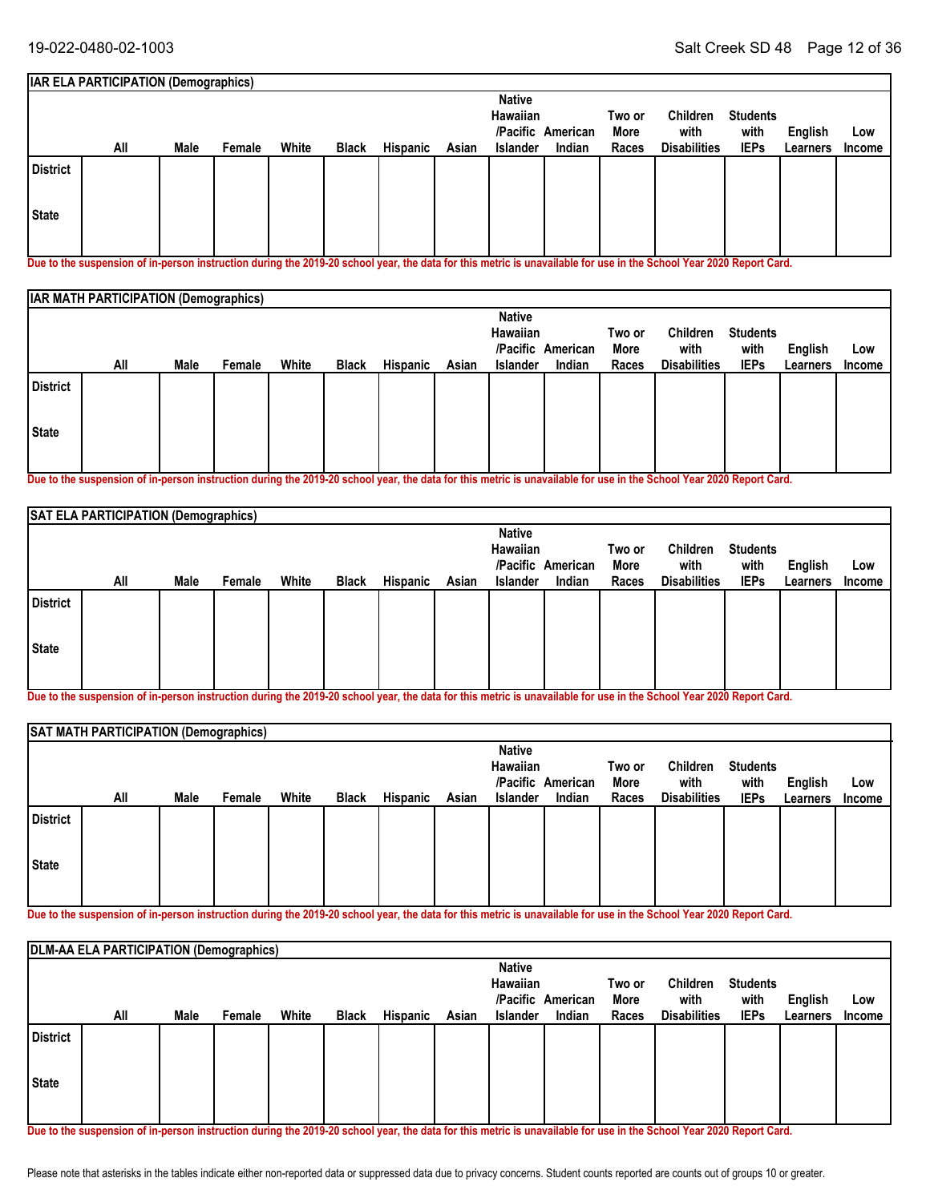| IAR ELA PARTICIPATION (Demographics) | | | | | | | | | | | | | | |
|---|---|---|---|---|---|---|---|---|---|---|---|---|---|---|
| | All | Male | Female | White | Black | Hispanic | Asian | Native Hawaiian /Pacific Islander | American Indian | Two or More Races | Children with Disabilities | Students with IEPs | English Learners | Low Income |
| District | | | | | | | | | | | | | | |
| State | | | | | | | | | | | | | | |

Due to the suspension of in-person instruction during the 2019-20 school year, the data for this metric is unavailable for use in the School Year 2020 Report Card.

| IAR MATH PARTICIPATION (Demographics) | | | | | | | | | | | | | | |
|---|---|---|---|---|---|---|---|---|---|---|---|---|---|---|
| | All | Male | Female | White | Black | Hispanic | Asian | Native Hawaiian /Pacific Islander | American Indian | Two or More Races | Children with Disabilities | Students with IEPs | English Learners | Low Income |
| District | | | | | | | | | | | | | | |
| State | | | | | | | | | | | | | | |

Due to the suspension of in-person instruction during the 2019-20 school year, the data for this metric is unavailable for use in the School Year 2020 Report Card.

| SAT ELA PARTICIPATION (Demographics) | | | | | | | | | | | | | | |
|---|---|---|---|---|---|---|---|---|---|---|---|---|---|---|
| | All | Male | Female | White | Black | Hispanic | Asian | Native Hawaiian /Pacific Islander | American Indian | Two or More Races | Children with Disabilities | Students with IEPs | English Learners | Low Income |
| District | | | | | | | | | | | | | | |
| State | | | | | | | | | | | | | | |

Due to the suspension of in-person instruction during the 2019-20 school year, the data for this metric is unavailable for use in the School Year 2020 Report Card.

| SAT MATH PARTICIPATION (Demographics) | | | | | | | | | | | | | | |
|---|---|---|---|---|---|---|---|---|---|---|---|---|---|---|
| | All | Male | Female | White | Black | Hispanic | Asian | Native Hawaiian /Pacific Islander | American Indian | Two or More Races | Children with Disabilities | Students with IEPs | English Learners | Low Income |
| District | | | | | | | | | | | | | | |
| State | | | | | | | | | | | | | | |

Due to the suspension of in-person instruction during the 2019-20 school year, the data for this metric is unavailable for use in the School Year 2020 Report Card.

| DLM-AA ELA PARTICIPATION (Demographics) | | | | | | | | | | | | | | |
|---|---|---|---|---|---|---|---|---|---|---|---|---|---|---|
| | All | Male | Female | White | Black | Hispanic | Asian | Native Hawaiian /Pacific Islander | American Indian | Two or More Races | Children with Disabilities | Students with IEPs | English Learners | Low Income |
| District | | | | | | | | | | | | | | |
| State | | | | | | | | | | | | | | |

Due to the suspension of in-person instruction during the 2019-20 school year, the data for this metric is unavailable for use in the School Year 2020 Report Card.

Please note that asterisks in the tables indicate either non-reported data or suppressed data due to privacy concerns. Student counts reported are counts out of groups 10 or greater.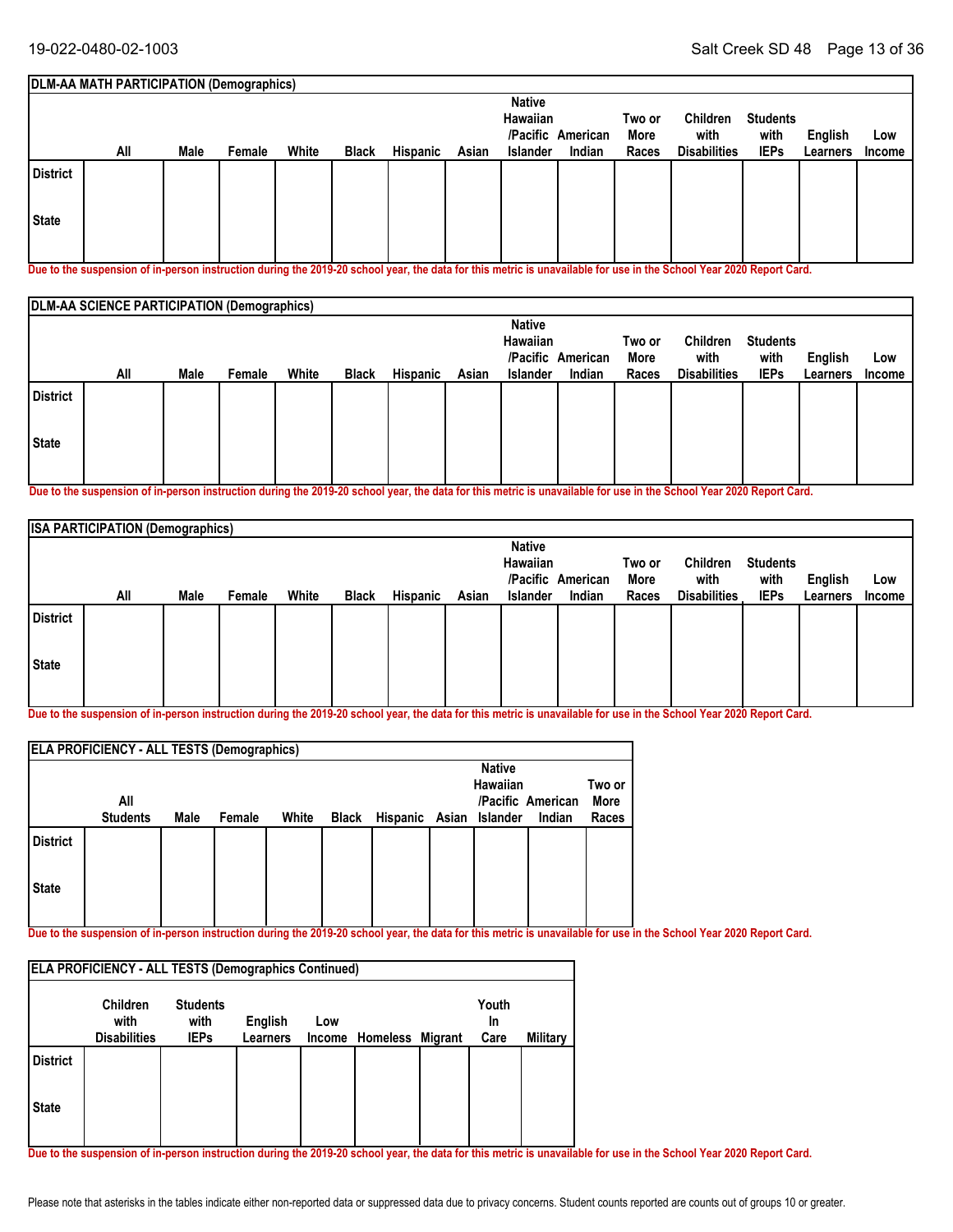| DLM-AA MATH PARTICIPATION (Demographics) | | | | | | | | | | | | | | |
|---|---|---|---|---|---|---|---|---|---|---|---|---|---|---|
| | All | Male | Female | White | Black | Hispanic | Asian | Native Hawaiian /Pacific Islander | American Indian | Two or More Races | Children with Disabilities | Students with IEPs | English Learners | Low Income |
| District | | | | | | | | | | | | | | |
| State | | | | | | | | | | | | | | |

**Due to the suspension of in-person instruction during the 2019-20 school year, the data for this metric is unavailable for use in the School Year 2020 Report Card.**

| DLM-AA SCIENCE PARTICIPATION (Demographics) | | | | | | | | | | | | | | |
|---|---|---|---|---|---|---|---|---|---|---|---|---|---|---|
| | All | Male | Female | White | Black | Hispanic | Asian | Native Hawaiian /Pacific Islander | American Indian | Two or More Races | Children with Disabilities | Students with IEPs | English Learners | Low Income |
| District | | | | | | | | | | | | | | |
| State | | | | | | | | | | | | | | |

**Due to the suspension of in-person instruction during the 2019-20 school year, the data for this metric is unavailable for use in the School Year 2020 Report Card.**

| ISA PARTICIPATION (Demographics) | | | | | | | | | | | | | | |
|---|---|---|---|---|---|---|---|---|---|---|---|---|---|---|
| | All | Male | Female | White | Black | Hispanic | Asian | Native Hawaiian /Pacific Islander | American Indian | Two or More Races | Children with Disabilities | Students with IEPs | English Learners | Low Income |
| District | | | | | | | | | | | | | | |
| State | | | | | | | | | | | | | | |

**Due to the suspension of in-person instruction during the 2019-20 school year, the data for this metric is unavailable for use in the School Year 2020 Report Card.**

| ELA PROFICIENCY - ALL TESTS (Demographics) | | | | | | | | | | |
|---|---|---|---|---|---|---|---|---|---|---|
| | All Students | Male | Female | White | Black | Hispanic | Asian | Native Hawaiian /Pacific Islander | American Indian | Two or More Races |
| District | | | | | | | | | | |
| State | | | | | | | | | | |

**Due to the suspension of in-person instruction during the 2019-20 school year, the data for this metric is unavailable for use in the School Year 2020 Report Card.**

| ELA PROFICIENCY - ALL TESTS (Demographics Continued) | | | | | | | | |
|---|---|---|---|---|---|---|---|---|
| | Children with Disabilities | Students with IEPs | English Learners | Low Income | Homeless | Migrant | Youth In Care | Military |
| District | | | | | | | | |
| State | | | | | | | | |

**Due to the suspension of in-person instruction during the 2019-20 school year, the data for this metric is unavailable for use in the School Year 2020 Report Card.**

Please note that asterisks in the tables indicate either non-reported data or suppressed data due to privacy concerns. Student counts reported are counts out of groups 10 or greater.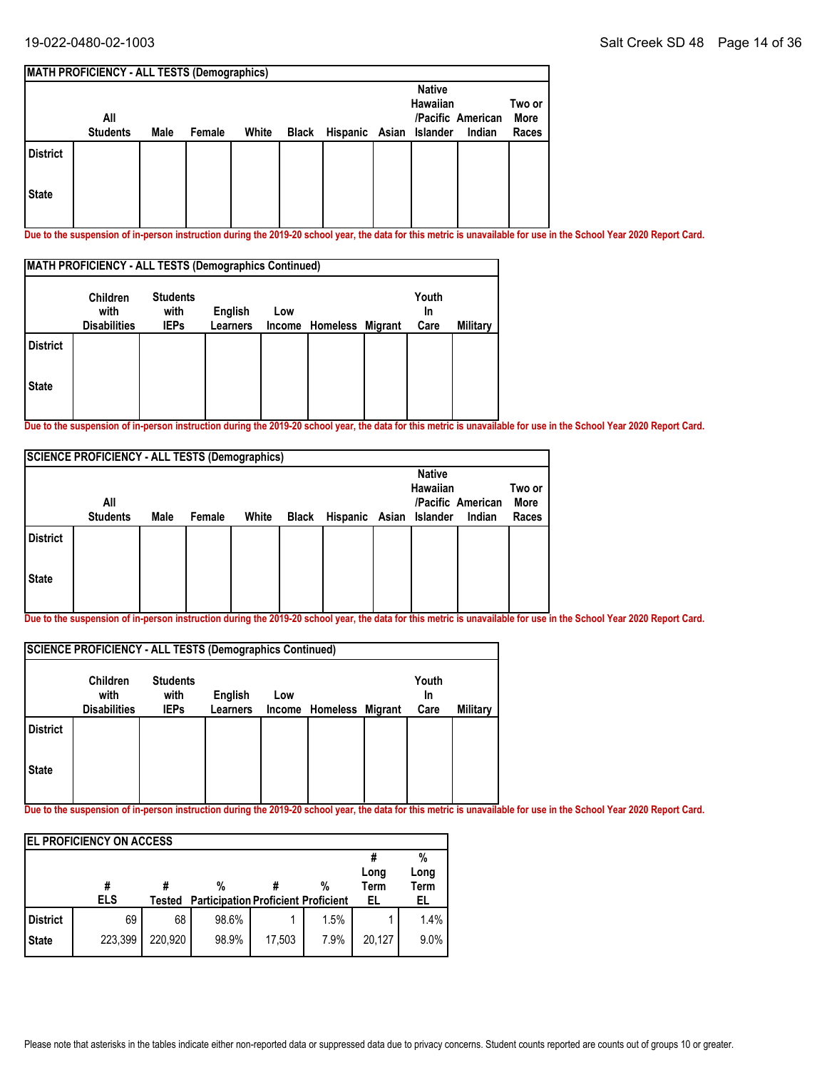| MATH PROFICIENCY - ALL TESTS (Demographics) | | | | | | | | | | |
|---|---|---|---|---|---|---|---|---|---|---|
| | All Students | Male | Female | White | Black | Hispanic | Asian | Native Hawaiian /Pacific Islander | American Indian | Two or More Races |
| District | | | | | | | | | | |
| State | | | | | | | | | | |

Due to the suspension of in-person instruction during the 2019-20 school year, the data for this metric is unavailable for use in the School Year 2020 Report Card.

| MATH PROFICIENCY - ALL TESTS (Demographics Continued) | | | | | | | | |
|---|---|---|---|---|---|---|---|---|
| | Children with Disabilities | Students with IEPs | English Learners | Low Income | Homeless | Migrant | Youth In Care | Military |
| District | | | | | | | | |
| State | | | | | | | | |

Due to the suspension of in-person instruction during the 2019-20 school year, the data for this metric is unavailable for use in the School Year 2020 Report Card.

| SCIENCE PROFICIENCY - ALL TESTS (Demographics) | | | | | | | | | | |
|---|---|---|---|---|---|---|---|---|---|---|
| | All Students | Male | Female | White | Black | Hispanic | Asian | Native Hawaiian /Pacific Islander | American Indian | Two or More Races |
| District | | | | | | | | | | |
| State | | | | | | | | | | |

Due to the suspension of in-person instruction during the 2019-20 school year, the data for this metric is unavailable for use in the School Year 2020 Report Card.

| SCIENCE PROFICIENCY - ALL TESTS (Demographics Continued) | | | | | | | | |
|---|---|---|---|---|---|---|---|---|
| | Children with Disabilities | Students with IEPs | English Learners | Low Income | Homeless | Migrant | Youth In Care | Military |
| District | | | | | | | | |
| State | | | | | | | | |

Due to the suspension of in-person instruction during the 2019-20 school year, the data for this metric is unavailable for use in the School Year 2020 Report Card.

| EL PROFICIENCY ON ACCESS | | | | | | | |
|---|---|---|---|---|---|---|---|
| | # ELS | # Tested | % Participation | # Proficient | % Proficient | # Long Term EL | % Long Term EL |
| District | 69 | 68 | 98.6% | 1 | 1.5% | 1 | 1.4% |
| State | 223,399 | 220,920 | 98.9% | 17,503 | 7.9% | 20,127 | 9.0% |

Please note that asterisks in the tables indicate either non-reported data or suppressed data due to privacy concerns. Student counts reported are counts out of groups 10 or greater.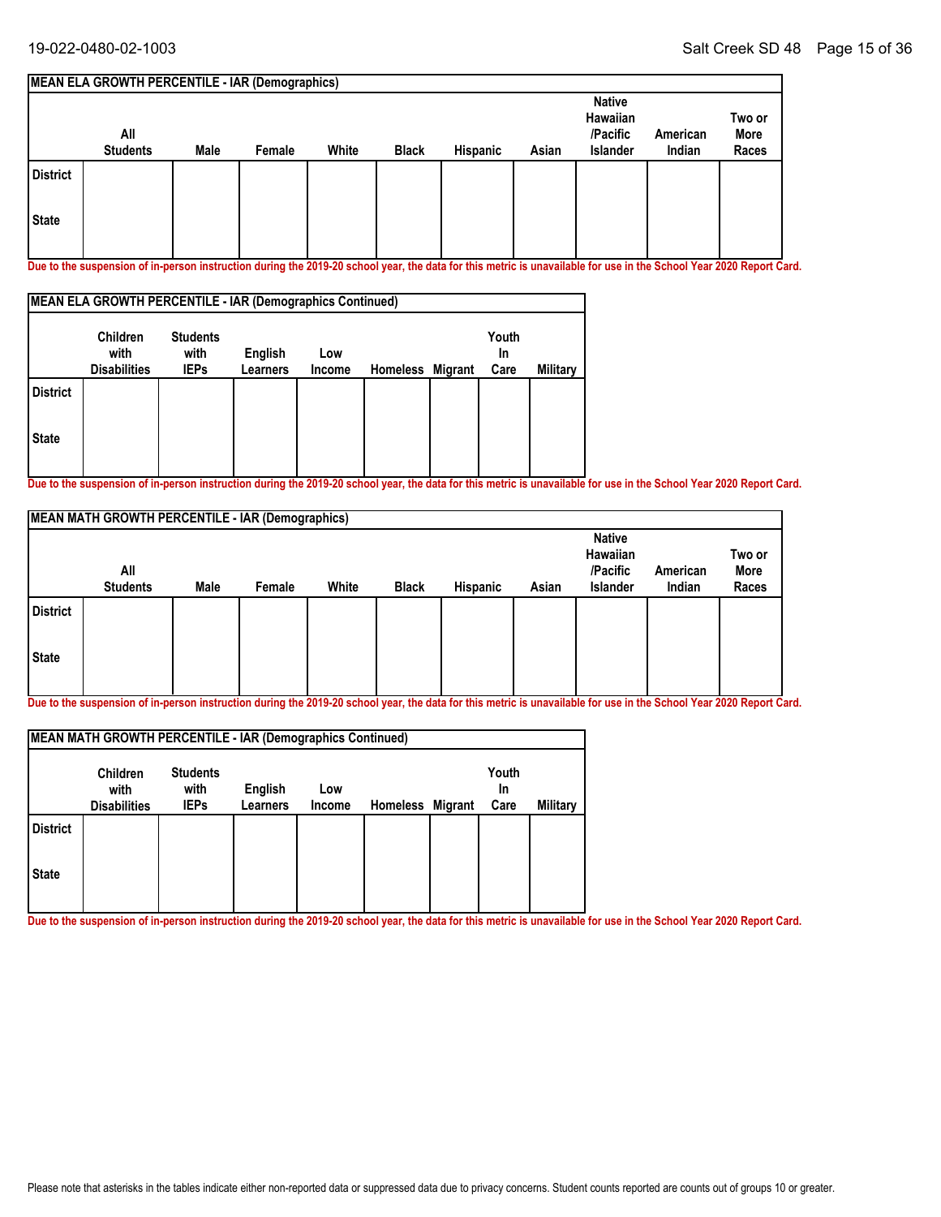## MEAN ELA GROWTH PERCENTILE - IAR (Demographics)

| | All Students | Male | Female | White | Black | Hispanic | Asian | Native Hawaiian /Pacific Islander | American Indian | Two or More Races |
|---|---|---|---|---|---|---|---|---|---|---|
| District | | | | | | | | | | |
| State | | | | | | | | | | |

**Due to the suspension of in-person instruction during the 2019-20 school year, the data for this metric is unavailable for use in the School Year 2020 Report Card.**

## MEAN ELA GROWTH PERCENTILE - IAR (Demographics Continued)

| | Children with Disabilities | Students with IEPs | English Learners | Low Income | Homeless | Migrant | Youth In Care | Military |
|---|---|---|---|---|---|---|---|---|
| District | | | | | | | | |
| State | | | | | | | | |

**Due to the suspension of in-person instruction during the 2019-20 school year, the data for this metric is unavailable for use in the School Year 2020 Report Card.**

## MEAN MATH GROWTH PERCENTILE - IAR (Demographics)

| | All Students | Male | Female | White | Black | Hispanic | Asian | Native Hawaiian /Pacific Islander | American Indian | Two or More Races |
|---|---|---|---|---|---|---|---|---|---|---|
| District | | | | | | | | | | |
| State | | | | | | | | | | |

**Due to the suspension of in-person instruction during the 2019-20 school year, the data for this metric is unavailable for use in the School Year 2020 Report Card.**

## MEAN MATH GROWTH PERCENTILE - IAR (Demographics Continued)

| | Children with Disabilities | Students with IEPs | English Learners | Low Income | Homeless | Migrant | Youth In Care | Military |
|---|---|---|---|---|---|---|---|---|
| District | | | | | | | | |
| State | | | | | | | | |

**Due to the suspension of in-person instruction during the 2019-20 school year, the data for this metric is unavailable for use in the School Year 2020 Report Card.**

Please note that asterisks in the tables indicate either non-reported data or suppressed data due to privacy concerns. Student counts reported are counts out of groups 10 or greater.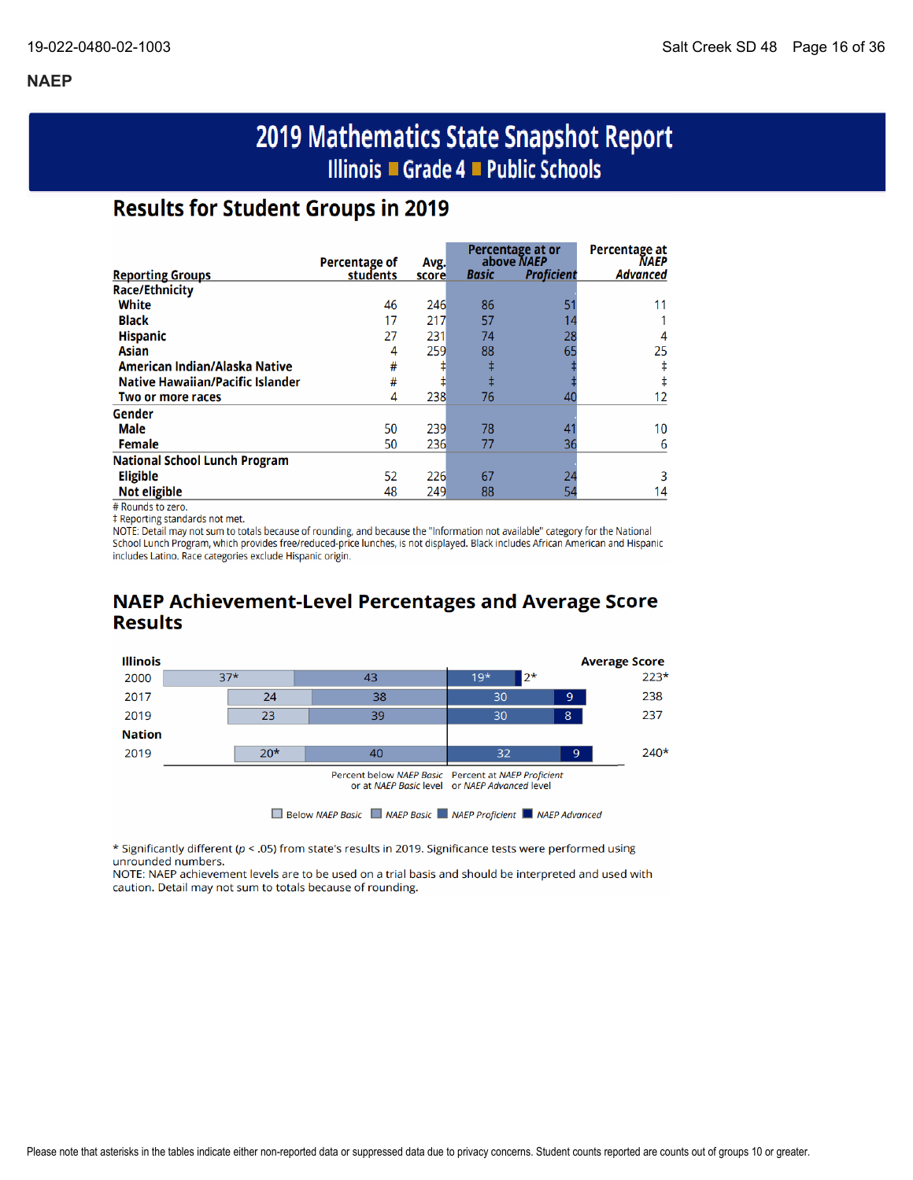## NAEP

# 2019 Mathematics State Snapshot Report

## Illinois ■ Grade 4 ■ Public Schools

## Results for Student Groups in 2019

| Reporting Groups | Percentage of students | Avg. score | Percentage at or above *NAEP* *Basic* | Percentage at or above *NAEP* *Proficient* | Percentage at *NAEP* *Advanced* |
|---|---|---|---|---|---|
| **Race/Ethnicity** | | | | | |
| White | 46 | 246 | 86 | 51 | 11 |
| Black | 17 | 217 | 57 | 14 | 1 |
| Hispanic | 27 | 231 | 74 | 28 | 4 |
| Asian | 4 | 259 | 88 | 65 | 25 |
| American Indian/Alaska Native | # | ‡ | ‡ | ‡ | ‡ |
| Native Hawaiian/Pacific Islander | # | ‡ | ‡ | ‡ | ‡ |
| Two or more races | 4 | 238 | 76 | 40 | 12 |
| **Gender** | | | | | |
| Male | 50 | 239 | 78 | 41 | 10 |
| Female | 50 | 236 | 77 | 36 | 6 |
| **National School Lunch Program** | | | | | |
| Eligible | 52 | 226 | 67 | 24 | 3 |
| Not eligible | 48 | 249 | 88 | 54 | 14 |

# Rounds to zero.
‡ Reporting standards not met.
NOTE: Detail may not sum to totals because of rounding, and because the "Information not available" category for the National School Lunch Program, which provides free/reduced-price lunches, is not displayed. Black includes African American and Hispanic includes Latino. Race categories exclude Hispanic origin.

## NAEP Achievement-Level Percentages and Average Score Results

| | Below *NAEP Basic* | *NAEP Basic* | *NAEP Proficient* | *NAEP Advanced* | Average Score |
|---|---|---|---|---|---|
| **Illinois** | | | | | |
| 2000 | 37* | 43 | 19* | 2* | 223* |
| 2017 | 24 | 38 | 30 | 9 | 238 |
| 2019 | 23 | 39 | 30 | 8 | 237 |
| **Nation** | | | | | |
| 2019 | 20* | 40 | 32 | 9 | 240* |

Percent below *NAEP Basic* or at *NAEP Basic* level | Percent at *NAEP Proficient* or *NAEP Advanced* level

\* Significantly different ($p < .05$) from state's results in 2019. Significance tests were performed using unrounded numbers.
NOTE: NAEP achievement levels are to be used on a trial basis and should be interpreted and used with caution. Detail may not sum to totals because of rounding.

Please note that asterisks in the tables indicate either non-reported data or suppressed data due to privacy concerns. Student counts reported are counts out of groups 10 or greater.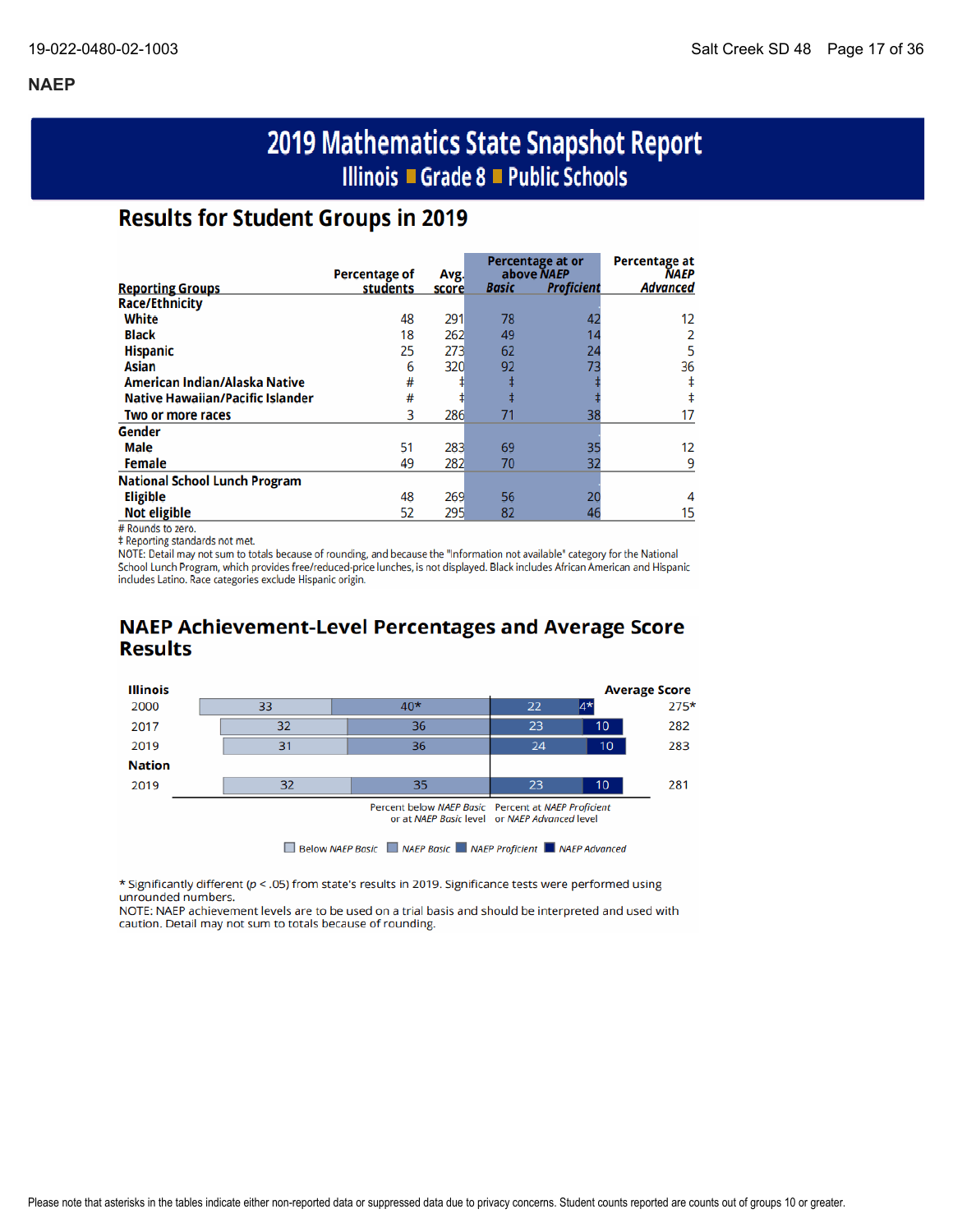## NAEP

# 2019 Mathematics State Snapshot Report

## Illinois ■ Grade 8 ■ Public Schools

### Results for Student Groups in 2019

| Reporting Groups | Percentage of students | Avg. score | Percentage at or above NAEP Basic | Percentage at or above NAEP Proficient | Percentage at NAEP Advanced |
|---|---|---|---|---|---|
| **Race/Ethnicity** | | | | | |
| White | 48 | 291 | 78 | 42 | 12 |
| Black | 18 | 262 | 49 | 14 | 2 |
| Hispanic | 25 | 273 | 62 | 24 | 5 |
| Asian | 6 | 320 | 92 | 73 | 36 |
| American Indian/Alaska Native | # | ‡ | ‡ | ‡ | ‡ |
| Native Hawaiian/Pacific Islander | # | ‡ | ‡ | ‡ | ‡ |
| Two or more races | 3 | 286 | 71 | 38 | 17 |
| **Gender** | | | | | |
| Male | 51 | 283 | 69 | 35 | 12 |
| Female | 49 | 282 | 70 | 32 | 9 |
| **National School Lunch Program** | | | | | |
| Eligible | 48 | 269 | 56 | 20 | 4 |
| Not eligible | 52 | 295 | 82 | 46 | 15 |

# Rounds to zero.
‡ Reporting standards not met.
NOTE: Detail may not sum to totals because of rounding, and because the "Information not available" category for the National School Lunch Program, which provides free/reduced-price lunches, is not displayed. Black includes African American and Hispanic includes Latino. Race categories exclude Hispanic origin.

### NAEP Achievement-Level Percentages and Average Score Results

| | Below NAEP Basic | NAEP Basic | NAEP Proficient | NAEP Advanced | Average Score |
|---|---|---|---|---|---|
| **Illinois** | | | | | |
| 2000 | 33 | 40* | 22 | 4* | 275* |
| 2017 | 32 | 36 | 23 | 10 | 282 |
| 2019 | 31 | 36 | 24 | 10 | 283 |
| **Nation** | | | | | |
| 2019 | 32 | 35 | 23 | 10 | 281 |

Percent below NAEP Basic or at NAEP Basic level | Percent at NAEP Proficient or NAEP Advanced level

\* Significantly different ($p < .05$) from state's results in 2019. Significance tests were performed using unrounded numbers.
NOTE: NAEP achievement levels are to be used on a trial basis and should be interpreted and used with caution. Detail may not sum to totals because of rounding.

Please note that asterisks in the tables indicate either non-reported data or suppressed data due to privacy concerns. Student counts reported are counts out of groups 10 or greater.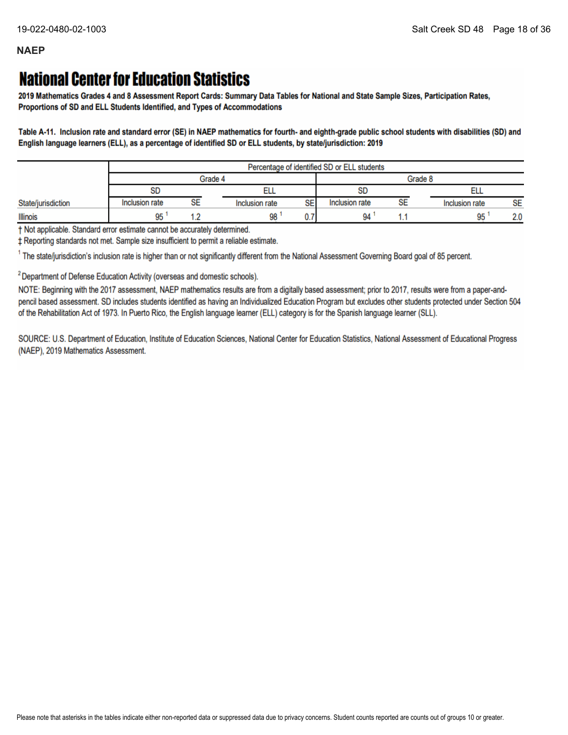**NAEP**

# National Center for Education Statistics

**2019 Mathematics Grades 4 and 8 Assessment Report Cards: Summary Data Tables for National and State Sample Sizes, Participation Rates, Proportions of SD and ELL Students Identified, and Types of Accommodations**

**Table A-11. Inclusion rate and standard error (SE) in NAEP mathematics for fourth- and eighth-grade public school students with disabilities (SD) and English language learners (ELL), as a percentage of identified SD or ELL students, by state/jurisdiction: 2019**

| | Percentage of identified SD or ELL students | | | | | | | |
|---|---|---|---|---|---|---|---|---|
| | Grade 4 | | | | Grade 8 | | | |
| | SD | | ELL | | SD | | ELL | |
| State/jurisdiction | Inclusion rate | SE | Inclusion rate | SE | Inclusion rate | SE | Inclusion rate | SE |
| Illinois | 95 [1] | 1.2 | 98 [1] | 0.7 | 94 [1] | 1.1 | 95 [1] | 2.0 |

† Not applicable. Standard error estimate cannot be accurately determined.

‡ Reporting standards not met. Sample size insufficient to permit a reliable estimate.

[1] The state/jurisdiction's inclusion rate is higher than or not significantly different from the National Assessment Governing Board goal of 85 percent.

[2] Department of Defense Education Activity (overseas and domestic schools).

NOTE: Beginning with the 2017 assessment, NAEP mathematics results are from a digitally based assessment; prior to 2017, results were from a paper-and-pencil based assessment. SD includes students identified as having an Individualized Education Program but excludes other students protected under Section 504 of the Rehabilitation Act of 1973. In Puerto Rico, the English language learner (ELL) category is for the Spanish language learner (SLL).

SOURCE: U.S. Department of Education, Institute of Education Sciences, National Center for Education Statistics, National Assessment of Educational Progress (NAEP), 2019 Mathematics Assessment.

Please note that asterisks in the tables indicate either non-reported data or suppressed data due to privacy concerns. Student counts reported are counts out of groups 10 or greater.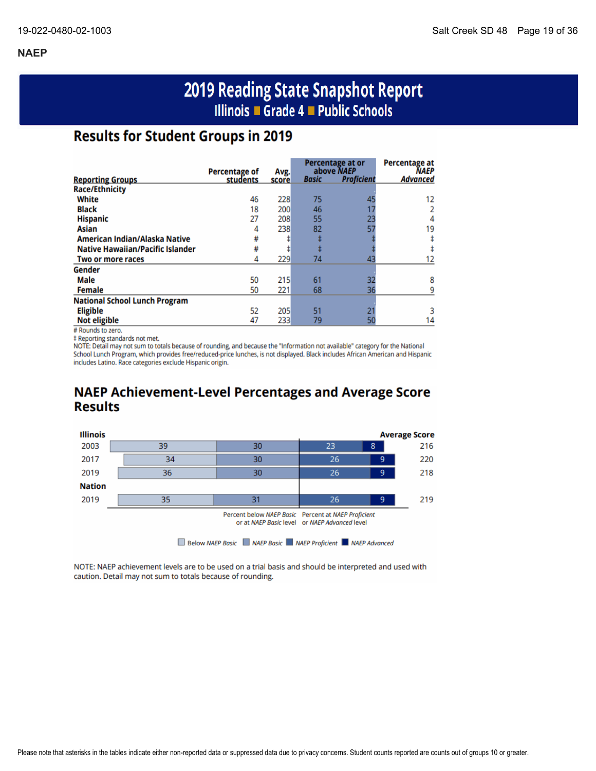## NAEP

# 2019 Reading State Snapshot Report

### Illinois ■ Grade 4 ■ Public Schools

## Results for Student Groups in 2019

| Reporting Groups | Percentage of students | Avg. score | Percentage at or above *NAEP* Basic | Percentage at or above *NAEP* Proficient | Percentage at *NAEP* Advanced |
|---|---|---|---|---|---|
| **Race/Ethnicity** | | | | | |
| White | 46 | 228 | 75 | 45 | 12 |
| Black | 18 | 200 | 46 | 17 | 2 |
| Hispanic | 27 | 208 | 55 | 23 | 4 |
| Asian | 4 | 238 | 82 | 57 | 19 |
| American Indian/Alaska Native | # | ‡ | ‡ | ‡ | ‡ |
| Native Hawaiian/Pacific Islander | # | ‡ | ‡ | ‡ | ‡ |
| Two or more races | 4 | 229 | 74 | 43 | 12 |
| **Gender** | | | | | |
| Male | 50 | 215 | 61 | 32 | 8 |
| Female | 50 | 221 | 68 | 36 | 9 |
| **National School Lunch Program** | | | | | |
| Eligible | 52 | 205 | 51 | 21 | 3 |
| Not eligible | 47 | 233 | 79 | 50 | 14 |

\# Rounds to zero.
‡ Reporting standards not met.
NOTE: Detail may not sum to totals because of rounding, and because the "Information not available" category for the National School Lunch Program, which provides free/reduced-price lunches, is not displayed. Black includes African American and Hispanic includes Latino. Race categories exclude Hispanic origin.

## NAEP Achievement-Level Percentages and Average Score Results

| | Below *NAEP Basic* | *NAEP Basic* | *NAEP Proficient* | *NAEP Advanced* | Average Score |
|---|---|---|---|---|---|
| **Illinois** | | | | | |
| 2003 | 39 | 30 | 23 | 8 | 216 |
| 2017 | 34 | 30 | 26 | 9 | 220 |
| 2019 | 36 | 30 | 26 | 9 | 218 |
| **Nation** | | | | | |
| 2019 | 35 | 31 | 26 | 9 | 219 |

Percent below *NAEP Basic* or at *NAEP Basic* level | Percent at *NAEP Proficient* or *NAEP Advanced* level

NOTE: NAEP achievement levels are to be used on a trial basis and should be interpreted and used with caution. Detail may not sum to totals because of rounding.

Please note that asterisks in the tables indicate either non-reported data or suppressed data due to privacy concerns. Student counts reported are counts out of groups 10 or greater.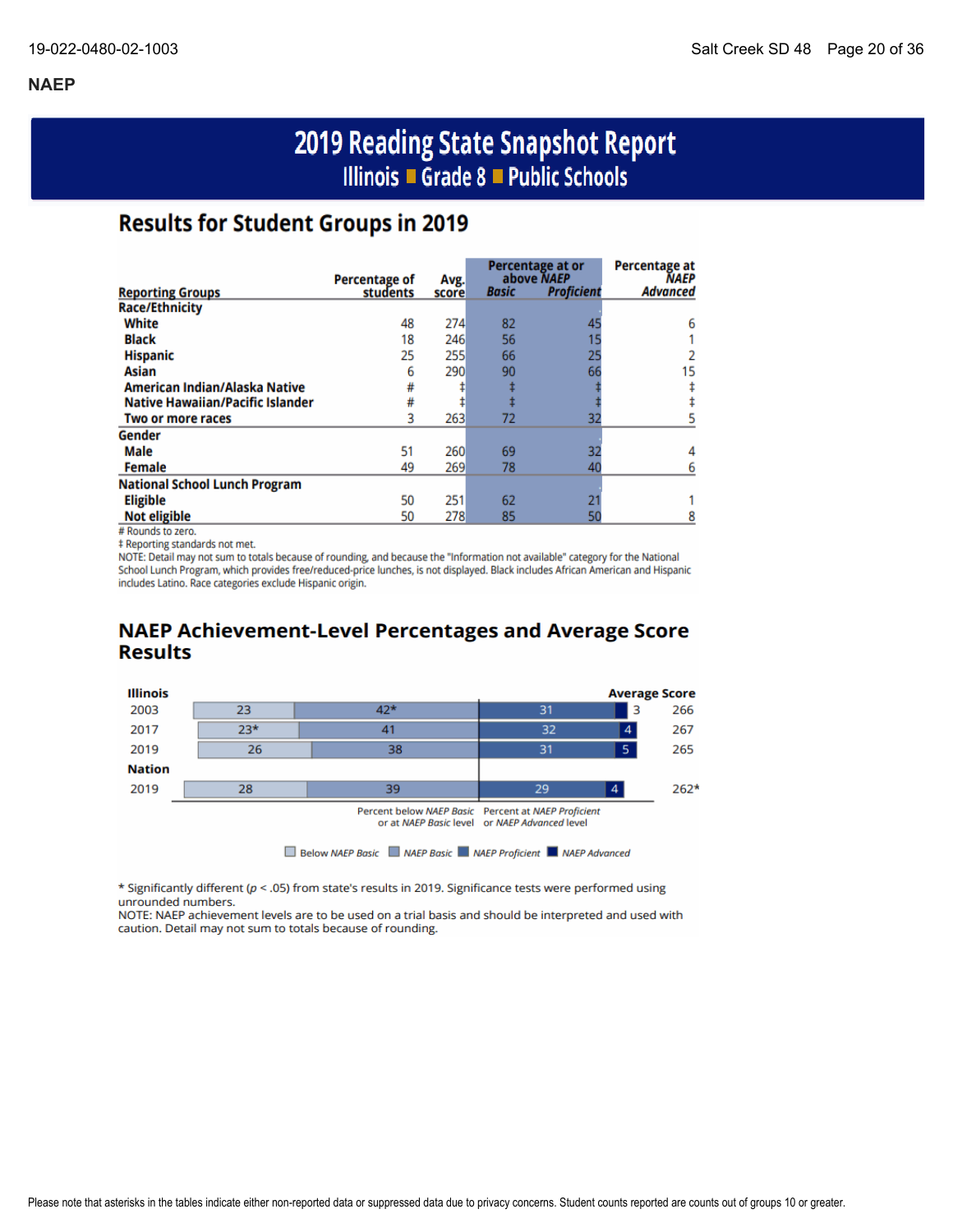## NAEP

# 2019 Reading State Snapshot Report

### Illinois ■ Grade 8 ■ Public Schools

## Results for Student Groups in 2019

| Reporting Groups | Percentage of students | Avg. score | Percentage at or above NAEP Basic | Percentage at or above NAEP Proficient | Percentage at NAEP Advanced |
|---|---|---|---|---|---|
| **Race/Ethnicity** | | | | | |
| White | 48 | 274 | 82 | 45 | 6 |
| Black | 18 | 246 | 56 | 15 | 1 |
| Hispanic | 25 | 255 | 66 | 25 | 2 |
| Asian | 6 | 290 | 90 | 66 | 15 |
| American Indian/Alaska Native | # | ‡ | ‡ | ‡ | ‡ |
| Native Hawaiian/Pacific Islander | # | ‡ | ‡ | ‡ | ‡ |
| Two or more races | 3 | 263 | 72 | 32 | 5 |
| **Gender** | | | | | |
| Male | 51 | 260 | 69 | 32 | 4 |
| Female | 49 | 269 | 78 | 40 | 6 |
| **National School Lunch Program** | | | | | |
| Eligible | 50 | 251 | 62 | 21 | 1 |
| Not eligible | 50 | 278 | 85 | 50 | 8 |

# Rounds to zero.
‡ Reporting standards not met.
NOTE: Detail may not sum to totals because of rounding, and because the "Information not available" category for the National School Lunch Program, which provides free/reduced-price lunches, is not displayed. Black includes African American and Hispanic includes Latino. Race categories exclude Hispanic origin.

## NAEP Achievement-Level Percentages and Average Score Results

| | Below NAEP Basic | NAEP Basic | NAEP Proficient | NAEP Advanced | Average Score |
|---|---|---|---|---|---|
| **Illinois** | | | | | |
| 2003 | 23 | 42* | 31 | 3 | 266 |
| 2017 | 23* | 41 | 32 | 4 | 267 |
| 2019 | 26 | 38 | 31 | 5 | 265 |
| **Nation** | | | | | |
| 2019 | 28 | 39 | 29 | 4 | 262* |

Percent below *NAEP Basic* or at *NAEP Basic* level | Percent at *NAEP Proficient* or *NAEP Advanced* level

\* Significantly different ($p < .05$) from state's results in 2019. Significance tests were performed using unrounded numbers.
NOTE: NAEP achievement levels are to be used on a trial basis and should be interpreted and used with caution. Detail may not sum to totals because of rounding.

Please note that asterisks in the tables indicate either non-reported data or suppressed data due to privacy concerns. Student counts reported are counts out of groups 10 or greater.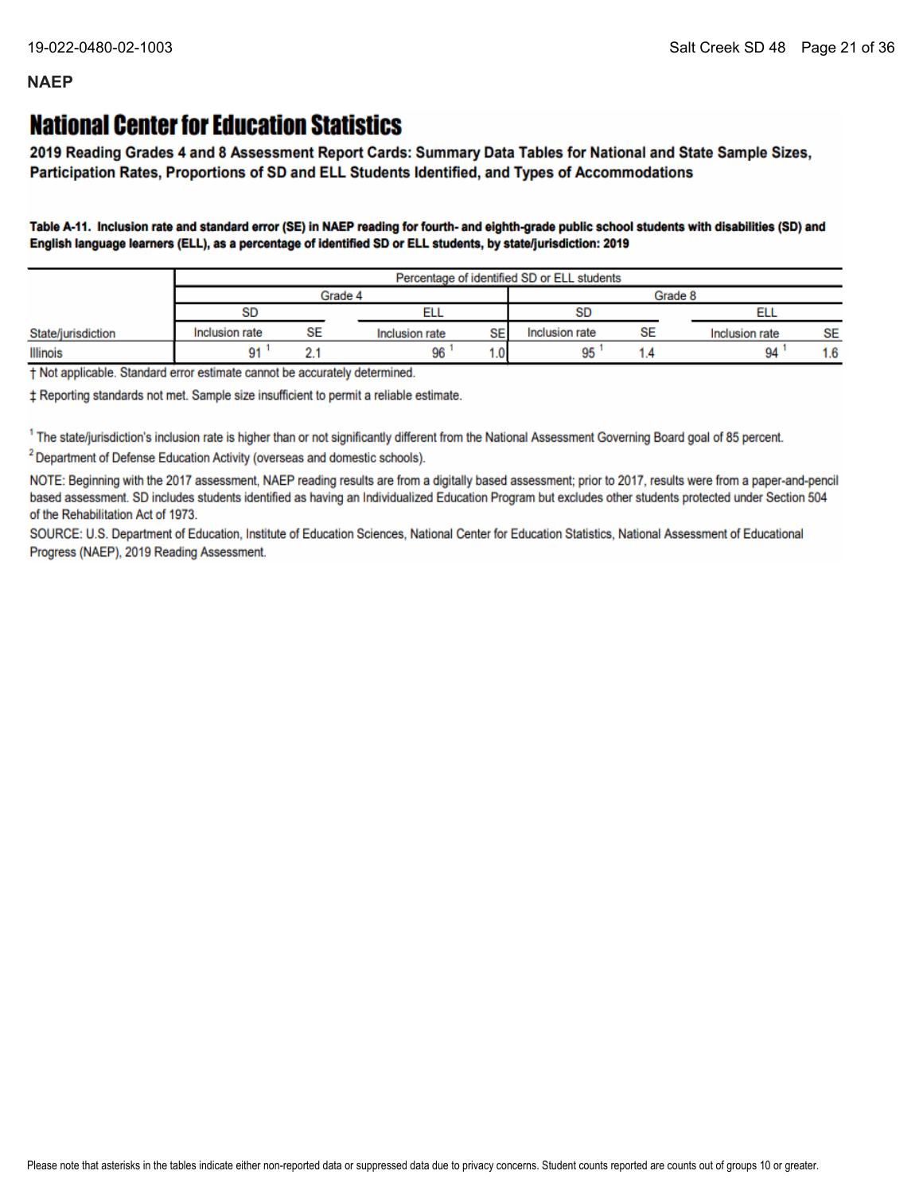## NAEP

# National Center for Education Statistics

**2019 Reading Grades 4 and 8 Assessment Report Cards: Summary Data Tables for National and State Sample Sizes, Participation Rates, Proportions of SD and ELL Students Identified, and Types of Accommodations**

**Table A-11. Inclusion rate and standard error (SE) in NAEP reading for fourth- and eighth-grade public school students with disabilities (SD) and English language learners (ELL), as a percentage of identified SD or ELL students, by state/jurisdiction: 2019**

| | Percentage of identified SD or ELL students | | | | | | | |
|---|---|---|---|---|---|---|---|---|
| | Grade 4 | | | | Grade 8 | | | |
| | SD | | ELL | | SD | | ELL | |
| State/jurisdiction | Inclusion rate | SE | Inclusion rate | SE | Inclusion rate | SE | Inclusion rate | SE |
| Illinois | 91 [1] | 2.1 | 96 [1] | 1.0 | 95 [1] | 1.4 | 94 [1] | 1.6 |

† Not applicable. Standard error estimate cannot be accurately determined.

‡ Reporting standards not met. Sample size insufficient to permit a reliable estimate.

[1] The state/jurisdiction's inclusion rate is higher than or not significantly different from the National Assessment Governing Board goal of 85 percent.

[2] Department of Defense Education Activity (overseas and domestic schools).

NOTE: Beginning with the 2017 assessment, NAEP reading results are from a digitally based assessment; prior to 2017, results were from a paper-and-pencil based assessment. SD includes students identified as having an Individualized Education Program but excludes other students protected under Section 504 of the Rehabilitation Act of 1973.

SOURCE: U.S. Department of Education, Institute of Education Sciences, National Center for Education Statistics, National Assessment of Educational Progress (NAEP), 2019 Reading Assessment.

Please note that asterisks in the tables indicate either non-reported data or suppressed data due to privacy concerns. Student counts reported are counts out of groups 10 or greater.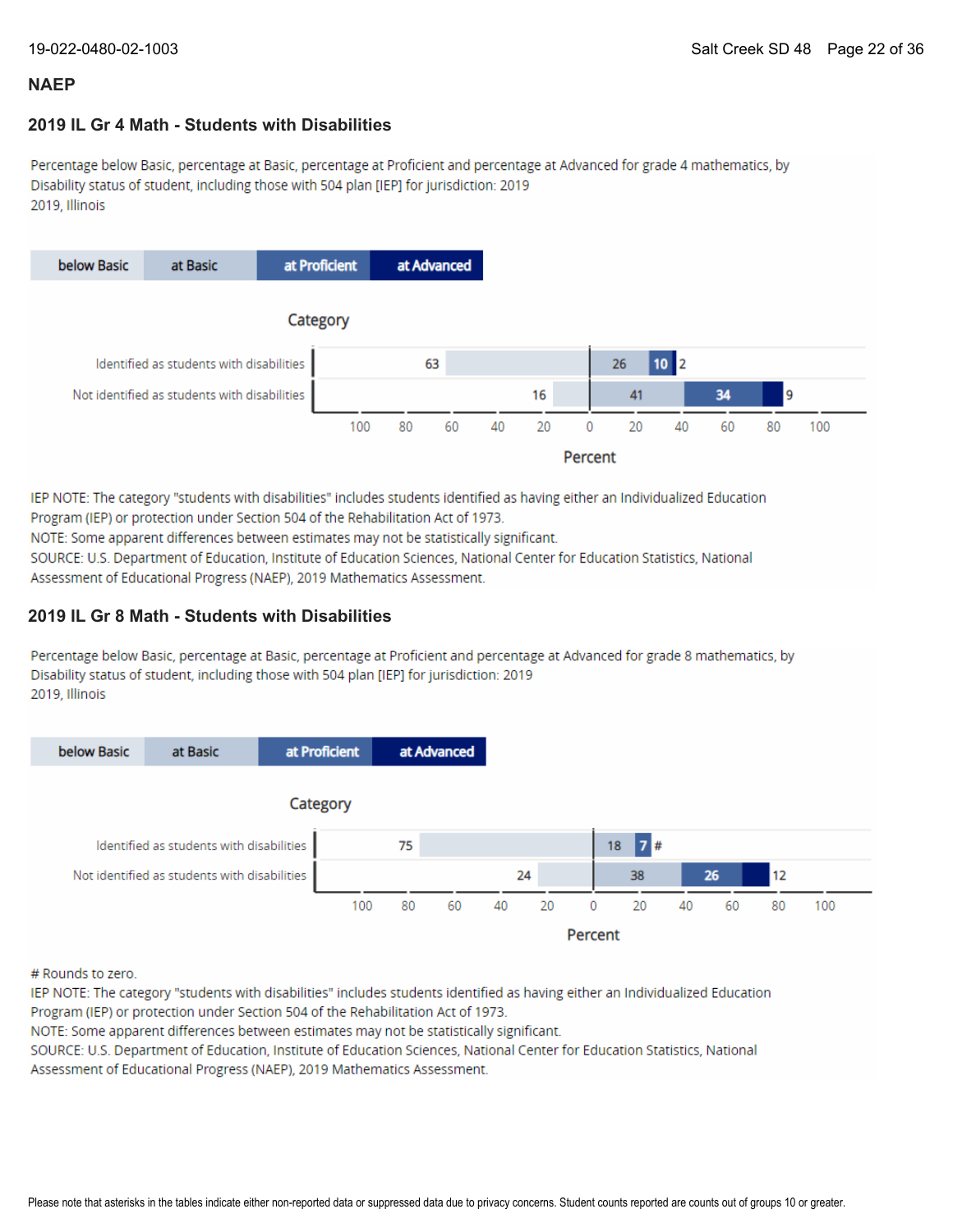## NAEP

### 2019 IL Gr 4 Math - Students with Disabilities

Percentage below Basic, percentage at Basic, percentage at Proficient and percentage at Advanced for grade 4 mathematics, by Disability status of student, including those with 504 plan [IEP] for jurisdiction: 2019
2019, Illinois

| Category | below Basic | at Basic | at Proficient | at Advanced |
|---|---|---|---|---|
| Identified as students with disabilities | 63 | 26 | 10 | 2 |
| Not identified as students with disabilities | 16 | 41 | 34 | 9 |

IEP NOTE: The category "students with disabilities" includes students identified as having either an Individualized Education Program (IEP) or protection under Section 504 of the Rehabilitation Act of 1973.
NOTE: Some apparent differences between estimates may not be statistically significant.
SOURCE: U.S. Department of Education, Institute of Education Sciences, National Center for Education Statistics, National Assessment of Educational Progress (NAEP), 2019 Mathematics Assessment.

### 2019 IL Gr 8 Math - Students with Disabilities

Percentage below Basic, percentage at Basic, percentage at Proficient and percentage at Advanced for grade 8 mathematics, by Disability status of student, including those with 504 plan [IEP] for jurisdiction: 2019
2019, Illinois

| Category | below Basic | at Basic | at Proficient | at Advanced |
|---|---|---|---|---|
| Identified as students with disabilities | 75 | 18 | 7 | # |
| Not identified as students with disabilities | 24 | 38 | 26 | 12 |

# Rounds to zero.
IEP NOTE: The category "students with disabilities" includes students identified as having either an Individualized Education Program (IEP) or protection under Section 504 of the Rehabilitation Act of 1973.
NOTE: Some apparent differences between estimates may not be statistically significant.
SOURCE: U.S. Department of Education, Institute of Education Sciences, National Center for Education Statistics, National Assessment of Educational Progress (NAEP), 2019 Mathematics Assessment.

Please note that asterisks in the tables indicate either non-reported data or suppressed data due to privacy concerns. Student counts reported are counts out of groups 10 or greater.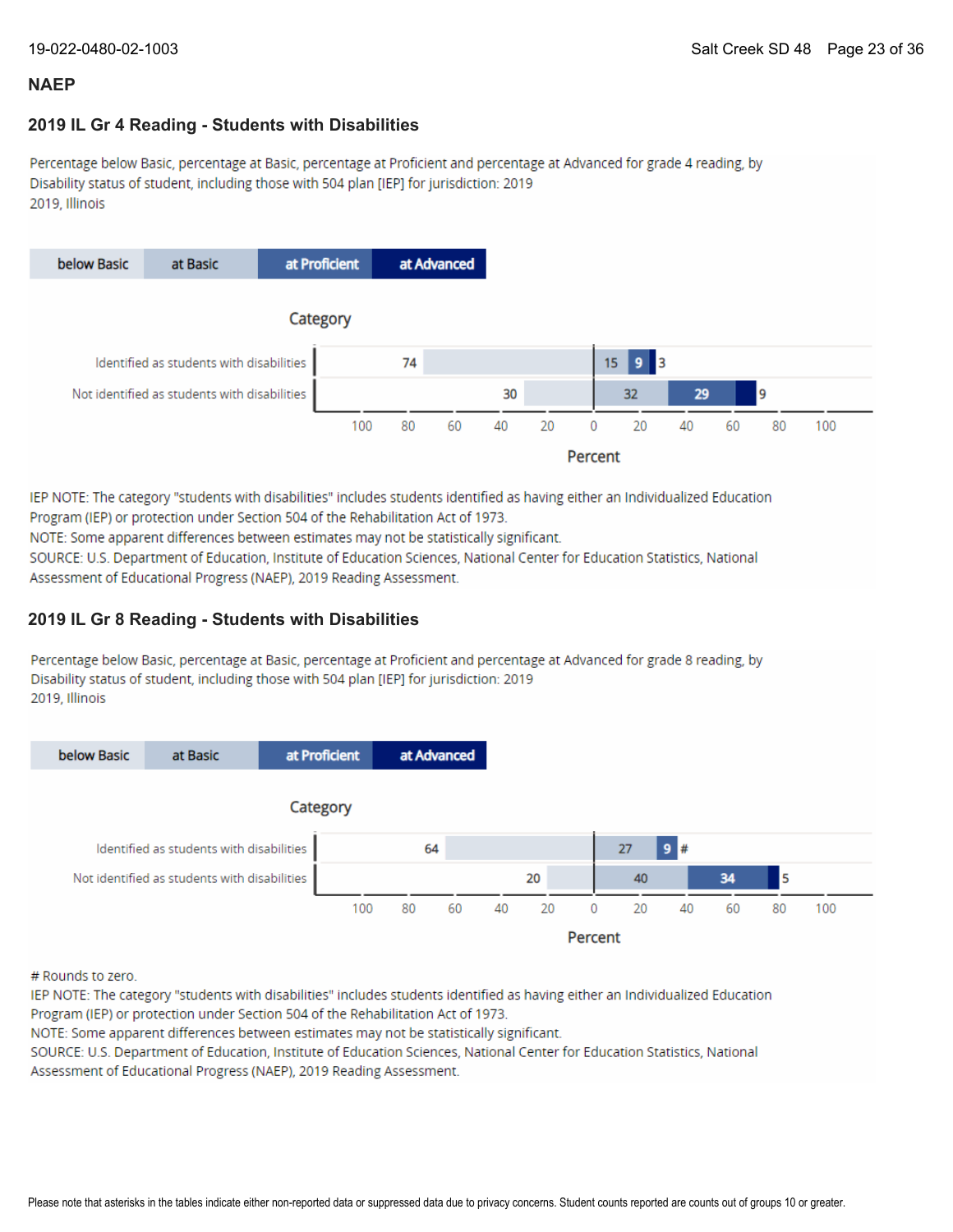## NAEP

### 2019 IL Gr 4 Reading - Students with Disabilities

Percentage below Basic, percentage at Basic, percentage at Proficient and percentage at Advanced for grade 4 reading, by Disability status of student, including those with 504 plan [IEP] for jurisdiction: 2019
2019, Illinois

| Category | below Basic | at Basic | at Proficient | at Advanced |
|---|---|---|---|---|
| Identified as students with disabilities | 74 | 15 | 9 | 3 |
| Not identified as students with disabilities | 30 | 32 | 29 | 9 |

IEP NOTE: The category "students with disabilities" includes students identified as having either an Individualized Education Program (IEP) or protection under Section 504 of the Rehabilitation Act of 1973.
NOTE: Some apparent differences between estimates may not be statistically significant.
SOURCE: U.S. Department of Education, Institute of Education Sciences, National Center for Education Statistics, National Assessment of Educational Progress (NAEP), 2019 Reading Assessment.

### 2019 IL Gr 8 Reading - Students with Disabilities

Percentage below Basic, percentage at Basic, percentage at Proficient and percentage at Advanced for grade 8 reading, by Disability status of student, including those with 504 plan [IEP] for jurisdiction: 2019
2019, Illinois

| Category | below Basic | at Basic | at Proficient | at Advanced |
|---|---|---|---|---|
| Identified as students with disabilities | 64 | 27 | 9 | # |
| Not identified as students with disabilities | 20 | 40 | 34 | 5 |

# Rounds to zero.
IEP NOTE: The category "students with disabilities" includes students identified as having either an Individualized Education Program (IEP) or protection under Section 504 of the Rehabilitation Act of 1973.
NOTE: Some apparent differences between estimates may not be statistically significant.
SOURCE: U.S. Department of Education, Institute of Education Sciences, National Center for Education Statistics, National Assessment of Educational Progress (NAEP), 2019 Reading Assessment.

Please note that asterisks in the tables indicate either non-reported data or suppressed data due to privacy concerns. Student counts reported are counts out of groups 10 or greater.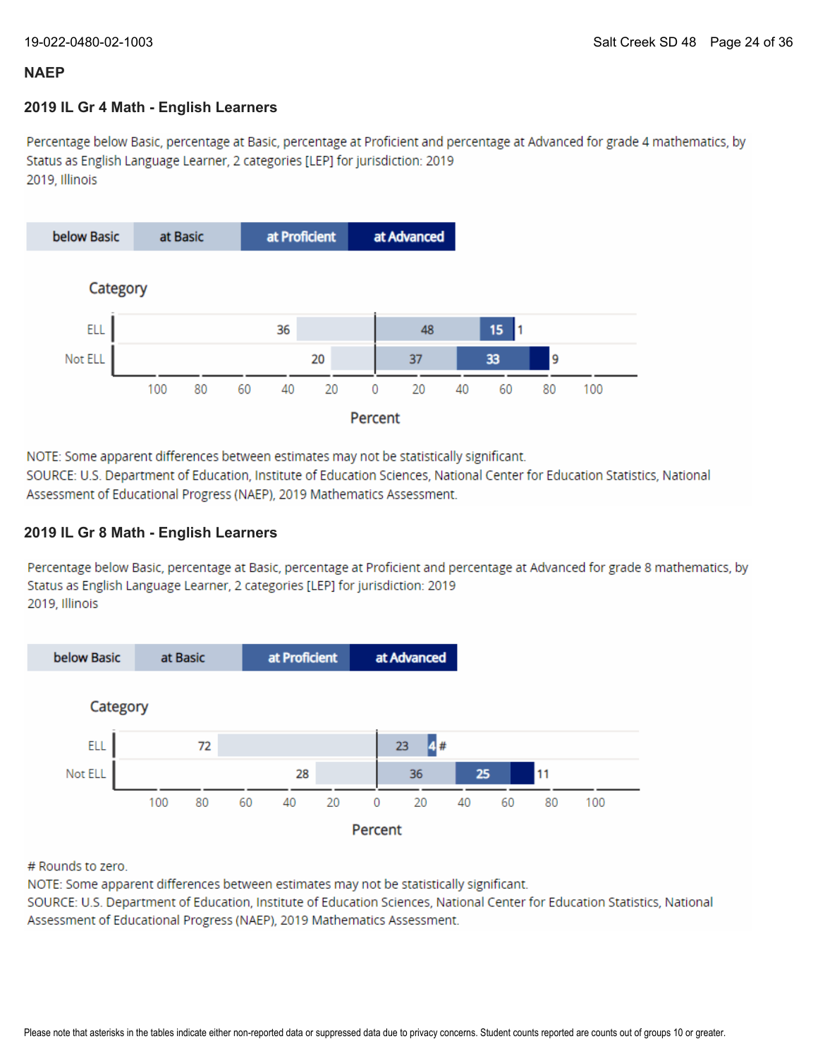## NAEP

### 2019 IL Gr 4 Math - English Learners

Percentage below Basic, percentage at Basic, percentage at Proficient and percentage at Advanced for grade 4 mathematics, by Status as English Language Learner, 2 categories [LEP] for jurisdiction: 2019
2019, Illinois

| Category | below Basic | at Basic | at Proficient | at Advanced |
| --- | --- | --- | --- | --- |
| ELL | 36 | 48 | 15 | 1 |
| Not ELL | 20 | 37 | 33 | 9 |

NOTE: Some apparent differences between estimates may not be statistically significant.
SOURCE: U.S. Department of Education, Institute of Education Sciences, National Center for Education Statistics, National Assessment of Educational Progress (NAEP), 2019 Mathematics Assessment.

### 2019 IL Gr 8 Math - English Learners

Percentage below Basic, percentage at Basic, percentage at Proficient and percentage at Advanced for grade 8 mathematics, by Status as English Language Learner, 2 categories [LEP] for jurisdiction: 2019
2019, Illinois

| Category | below Basic | at Basic | at Proficient | at Advanced |
| --- | --- | --- | --- | --- |
| ELL | 72 | 23 | 4 | # |
| Not ELL | 28 | 36 | 25 | 11 |

# Rounds to zero.
NOTE: Some apparent differences between estimates may not be statistically significant.
SOURCE: U.S. Department of Education, Institute of Education Sciences, National Center for Education Statistics, National Assessment of Educational Progress (NAEP), 2019 Mathematics Assessment.

Please note that asterisks in the tables indicate either non-reported data or suppressed data due to privacy concerns. Student counts reported are counts out of groups 10 or greater.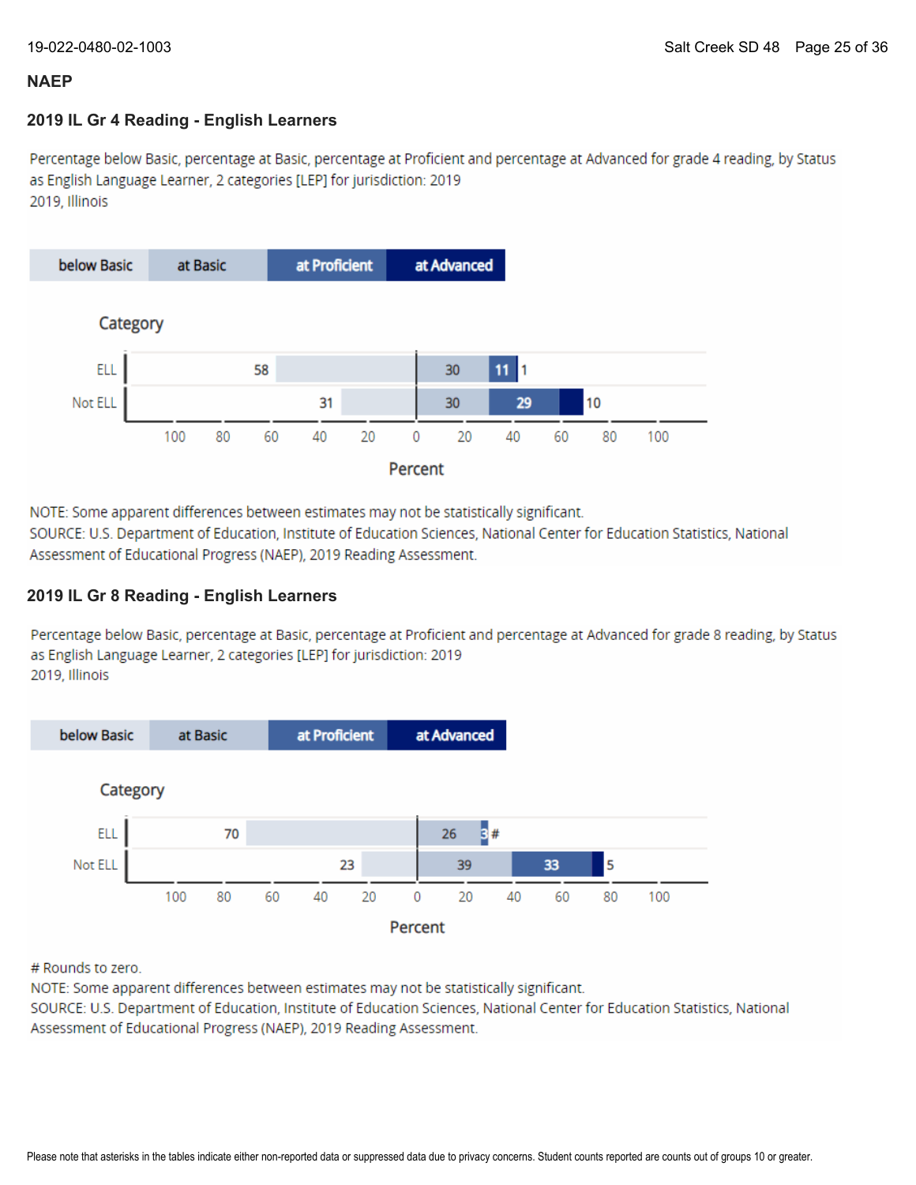## NAEP

### 2019 IL Gr 4 Reading - English Learners

Percentage below Basic, percentage at Basic, percentage at Proficient and percentage at Advanced for grade 4 reading, by Status as English Language Learner, 2 categories [LEP] for jurisdiction: 2019
2019, Illinois

| Category | below Basic | at Basic | at Proficient | at Advanced |
| --- | --- | --- | --- | --- |
| ELL | 58 | 30 | 11 | 1 |
| Not ELL | 31 | 30 | 29 | 10 |

NOTE: Some apparent differences between estimates may not be statistically significant.
SOURCE: U.S. Department of Education, Institute of Education Sciences, National Center for Education Statistics, National Assessment of Educational Progress (NAEP), 2019 Reading Assessment.

### 2019 IL Gr 8 Reading - English Learners

Percentage below Basic, percentage at Basic, percentage at Proficient and percentage at Advanced for grade 8 reading, by Status as English Language Learner, 2 categories [LEP] for jurisdiction: 2019
2019, Illinois

| Category | below Basic | at Basic | at Proficient | at Advanced |
| --- | --- | --- | --- | --- |
| ELL | 70 | 26 | 3 | # |
| Not ELL | 23 | 39 | 33 | 5 |

# Rounds to zero.
NOTE: Some apparent differences between estimates may not be statistically significant.
SOURCE: U.S. Department of Education, Institute of Education Sciences, National Center for Education Statistics, National Assessment of Educational Progress (NAEP), 2019 Reading Assessment.

Please note that asterisks in the tables indicate either non-reported data or suppressed data due to privacy concerns. Student counts reported are counts out of groups 10 or greater.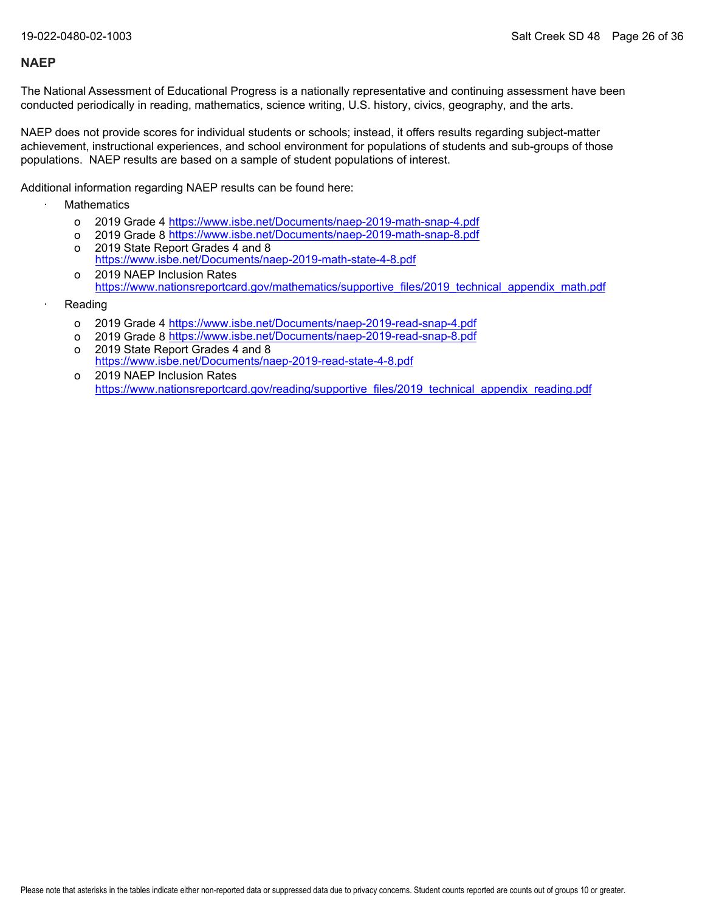## NAEP

The National Assessment of Educational Progress is a nationally representative and continuing assessment have been conducted periodically in reading, mathematics, science writing, U.S. history, civics, geography, and the arts.

NAEP does not provide scores for individual students or schools; instead, it offers results regarding subject-matter achievement, instructional experiences, and school environment for populations of students and sub-groups of those populations. NAEP results are based on a sample of student populations of interest.

Additional information regarding NAEP results can be found here:

- Mathematics
  - 2019 Grade 4 https://www.isbe.net/Documents/naep-2019-math-snap-4.pdf
  - 2019 Grade 8 https://www.isbe.net/Documents/naep-2019-math-snap-8.pdf
  - 2019 State Report Grades 4 and 8 https://www.isbe.net/Documents/naep-2019-math-state-4-8.pdf
  - 2019 NAEP Inclusion Rates https://www.nationsreportcard.gov/mathematics/supportive_files/2019_technical_appendix_math.pdf
- Reading
  - 2019 Grade 4 https://www.isbe.net/Documents/naep-2019-read-snap-4.pdf
  - 2019 Grade 8 https://www.isbe.net/Documents/naep-2019-read-snap-8.pdf
  - 2019 State Report Grades 4 and 8 https://www.isbe.net/Documents/naep-2019-read-state-4-8.pdf
  - 2019 NAEP Inclusion Rates https://www.nationsreportcard.gov/reading/supportive_files/2019_technical_appendix_reading.pdf

Please note that asterisks in the tables indicate either non-reported data or suppressed data due to privacy concerns. Student counts reported are counts out of groups 10 or greater.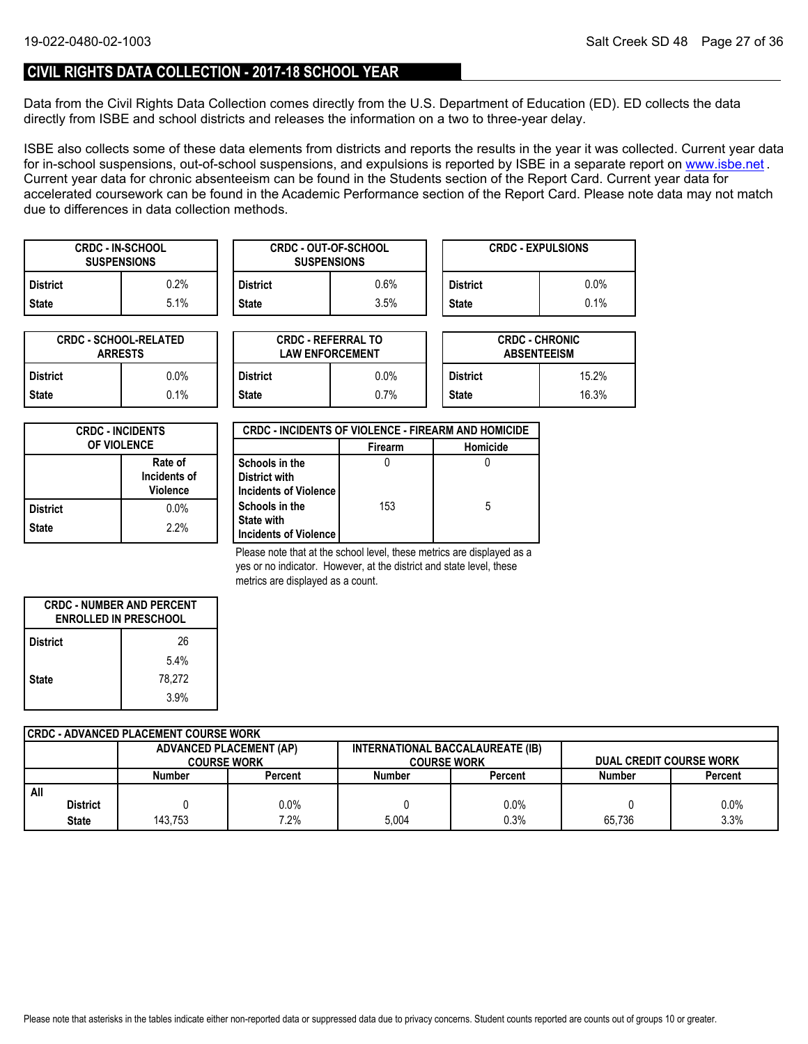## CIVIL RIGHTS DATA COLLECTION - 2017-18 SCHOOL YEAR

Data from the Civil Rights Data Collection comes directly from the U.S. Department of Education (ED). ED collects the data directly from ISBE and school districts and releases the information on a two to three-year delay.

ISBE also collects some of these data elements from districts and reports the results in the year it was collected. Current year data for in-school suspensions, out-of-school suspensions, and expulsions is reported by ISBE in a separate report on www.isbe.net . Current year data for chronic absenteeism can be found in the Students section of the Report Card. Current year data for accelerated coursework can be found in the Academic Performance section of the Report Card. Please note data may not match due to differences in data collection methods.

| CRDC - IN-SCHOOL SUSPENSIONS | |
|---|---|
| District | 0.2% |
| State | 5.1% |

| CRDC - OUT-OF-SCHOOL SUSPENSIONS | |
|---|---|
| District | 0.6% |
| State | 3.5% |

| CRDC - EXPULSIONS | |
|---|---|
| District | 0.0% |
| State | 0.1% |

| CRDC - SCHOOL-RELATED ARRESTS | |
|---|---|
| District | 0.0% |
| State | 0.1% |

| CRDC - REFERRAL TO LAW ENFORCEMENT | |
|---|---|
| District | 0.0% |
| State | 0.7% |

| CRDC - CHRONIC ABSENTEEISM | |
|---|---|
| District | 15.2% |
| State | 16.3% |

| CRDC - INCIDENTS OF VIOLENCE | Rate of Incidents of Violence |
|---|---|
| District | 0.0% |
| State | 2.2% |

| CRDC - INCIDENTS OF VIOLENCE - FIREARM AND HOMICIDE | Firearm | Homicide |
|---|---|---|
| Schools in the District with Incidents of Violence | 0 | 0 |
| Schools in the State with Incidents of Violence | 153 | 5 |

Please note that at the school level, these metrics are displayed as a yes or no indicator. However, at the district and state level, these metrics are displayed as a count.

| CRDC - NUMBER AND PERCENT ENROLLED IN PRESCHOOL | |
|---|---|
| District | 26 |
| | 5.4% |
| State | 78,272 |
| | 3.9% |

| CRDC - ADVANCED PLACEMENT COURSE WORK | ADVANCED PLACEMENT (AP) COURSE WORK | | INTERNATIONAL BACCALAUREATE (IB) COURSE WORK | | DUAL CREDIT COURSE WORK | |
|---|---|---|---|---|---|---|
| | Number | Percent | Number | Percent | Number | Percent |
| All | | | | | | |
| District | 0 | 0.0% | 0 | 0.0% | 0 | 0.0% |
| State | 143,753 | 7.2% | 5,004 | 0.3% | 65,736 | 3.3% |

Please note that asterisks in the tables indicate either non-reported data or suppressed data due to privacy concerns. Student counts reported are counts out of groups 10 or greater.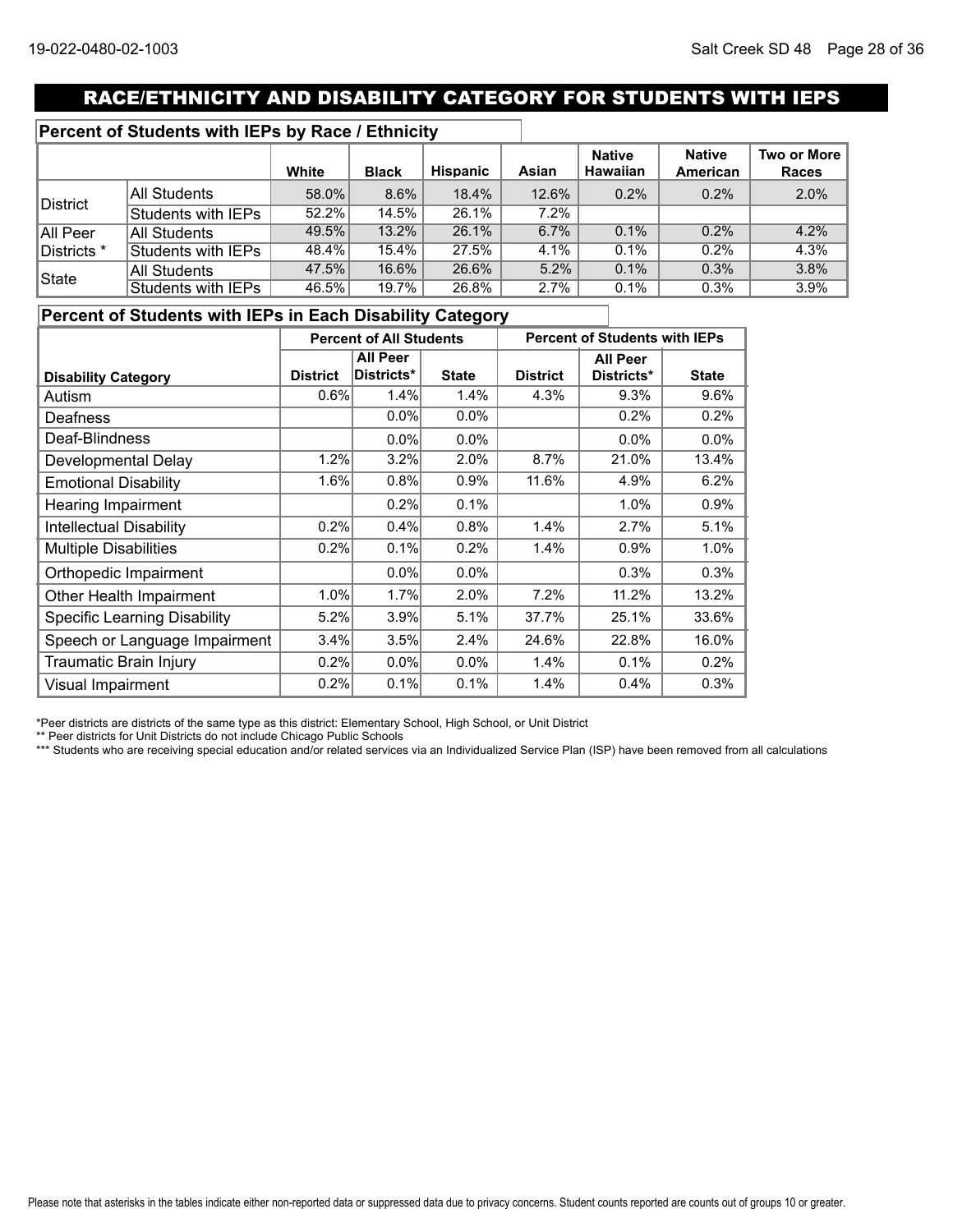## RACE/ETHNICITY AND DISABILITY CATEGORY FOR STUDENTS WITH IEPS

### Percent of Students with IEPs by Race / Ethnicity

| | | White | Black | Hispanic | Asian | Native Hawaiian | Native American | Two or More Races |
|---|---|---|---|---|---|---|---|---|
| District | All Students | 58.0% | 8.6% | 18.4% | 12.6% | 0.2% | 0.2% | 2.0% |
| | Students with IEPs | 52.2% | 14.5% | 26.1% | 7.2% | | | |
| All Peer Districts * | All Students | 49.5% | 13.2% | 26.1% | 6.7% | 0.1% | 0.2% | 4.2% |
| | Students with IEPs | 48.4% | 15.4% | 27.5% | 4.1% | 0.1% | 0.2% | 4.3% |
| State | All Students | 47.5% | 16.6% | 26.6% | 5.2% | 0.1% | 0.3% | 3.8% |
| | Students with IEPs | 46.5% | 19.7% | 26.8% | 2.7% | 0.1% | 0.3% | 3.9% |

### Percent of Students with IEPs in Each Disability Category

| | Percent of All Students | | | Percent of Students with IEPs | | |
|---|---|---|---|---|---|---|
| Disability Category | District | All Peer Districts* | State | District | All Peer Districts* | State |
| Autism | 0.6% | 1.4% | 1.4% | 4.3% | 9.3% | 9.6% |
| Deafness | | 0.0% | 0.0% | | 0.2% | 0.2% |
| Deaf-Blindness | | 0.0% | 0.0% | | 0.0% | 0.0% |
| Developmental Delay | 1.2% | 3.2% | 2.0% | 8.7% | 21.0% | 13.4% |
| Emotional Disability | 1.6% | 0.8% | 0.9% | 11.6% | 4.9% | 6.2% |
| Hearing Impairment | | 0.2% | 0.1% | | 1.0% | 0.9% |
| Intellectual Disability | 0.2% | 0.4% | 0.8% | 1.4% | 2.7% | 5.1% |
| Multiple Disabilities | 0.2% | 0.1% | 0.2% | 1.4% | 0.9% | 1.0% |
| Orthopedic Impairment | | 0.0% | 0.0% | | 0.3% | 0.3% |
| Other Health Impairment | 1.0% | 1.7% | 2.0% | 7.2% | 11.2% | 13.2% |
| Specific Learning Disability | 5.2% | 3.9% | 5.1% | 37.7% | 25.1% | 33.6% |
| Speech or Language Impairment | 3.4% | 3.5% | 2.4% | 24.6% | 22.8% | 16.0% |
| Traumatic Brain Injury | 0.2% | 0.0% | 0.0% | 1.4% | 0.1% | 0.2% |
| Visual Impairment | 0.2% | 0.1% | 0.1% | 1.4% | 0.4% | 0.3% |

*Peer districts are districts of the same type as this district: Elementary School, High School, or Unit District

** Peer districts for Unit Districts do not include Chicago Public Schools

*** Students who are receiving special education and/or related services via an Individualized Service Plan (ISP) have been removed from all calculations

Please note that asterisks in the tables indicate either non-reported data or suppressed data due to privacy concerns. Student counts reported are counts out of groups 10 or greater.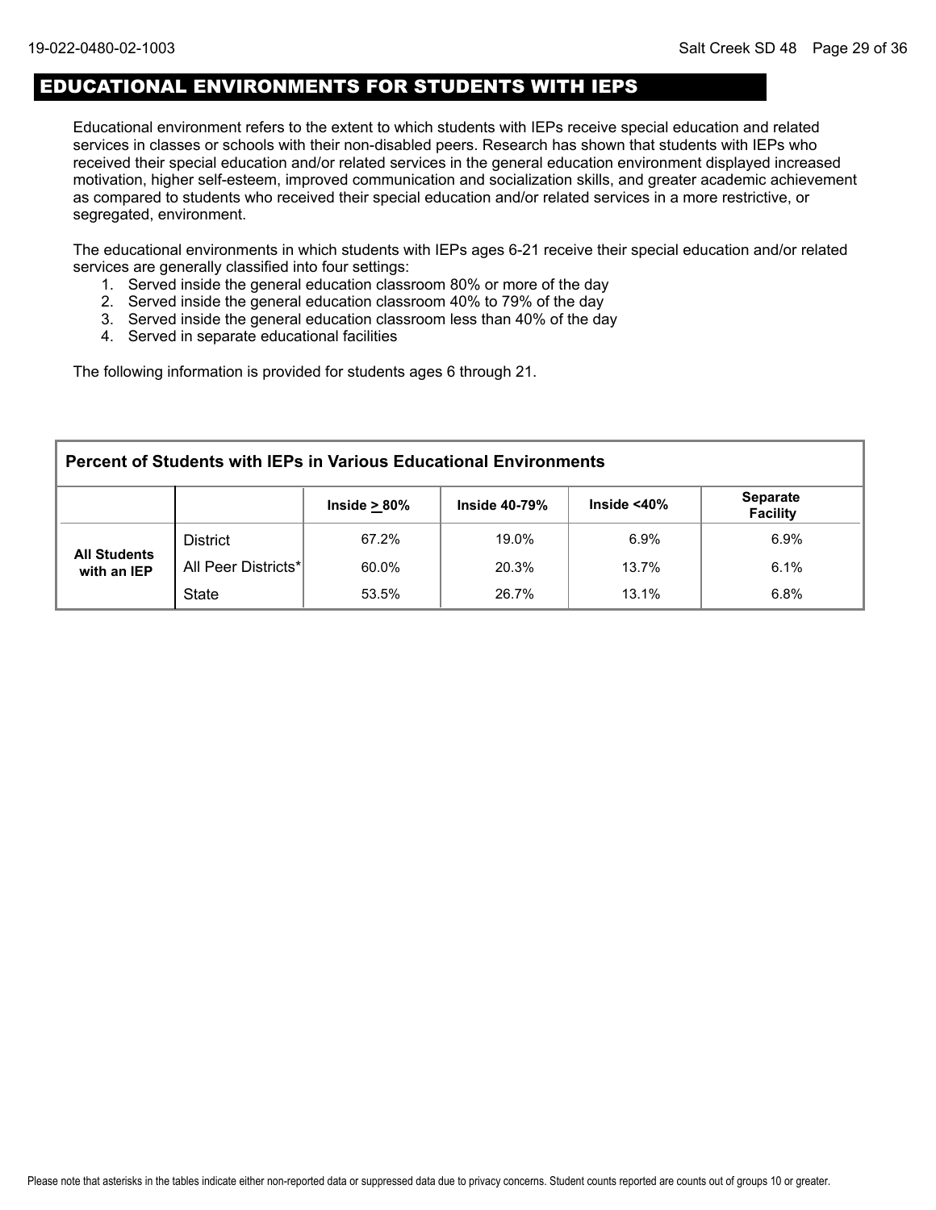## EDUCATIONAL ENVIRONMENTS FOR STUDENTS WITH IEPS

Educational environment refers to the extent to which students with IEPs receive special education and related services in classes or schools with their non-disabled peers. Research has shown that students with IEPs who received their special education and/or related services in the general education environment displayed increased motivation, higher self-esteem, improved communication and socialization skills, and greater academic achievement as compared to students who received their special education and/or related services in a more restrictive, or segregated, environment.

The educational environments in which students with IEPs ages 6-21 receive their special education and/or related services are generally classified into four settings:

1. Served inside the general education classroom 80% or more of the day
2. Served inside the general education classroom 40% to 79% of the day
3. Served inside the general education classroom less than 40% of the day
4. Served in separate educational facilities

The following information is provided for students ages 6 through 21.

**Percent of Students with IEPs in Various Educational Environments**

| | | Inside ≥ 80% | Inside 40-79% | Inside <40% | Separate Facility |
|---|---|---|---|---|---|
| **All Students with an IEP** | District | 67.2% | 19.0% | 6.9% | 6.9% |
| | All Peer Districts* | 60.0% | 20.3% | 13.7% | 6.1% |
| | State | 53.5% | 26.7% | 13.1% | 6.8% |

Please note that asterisks in the tables indicate either non-reported data or suppressed data due to privacy concerns. Student counts reported are counts out of groups 10 or greater.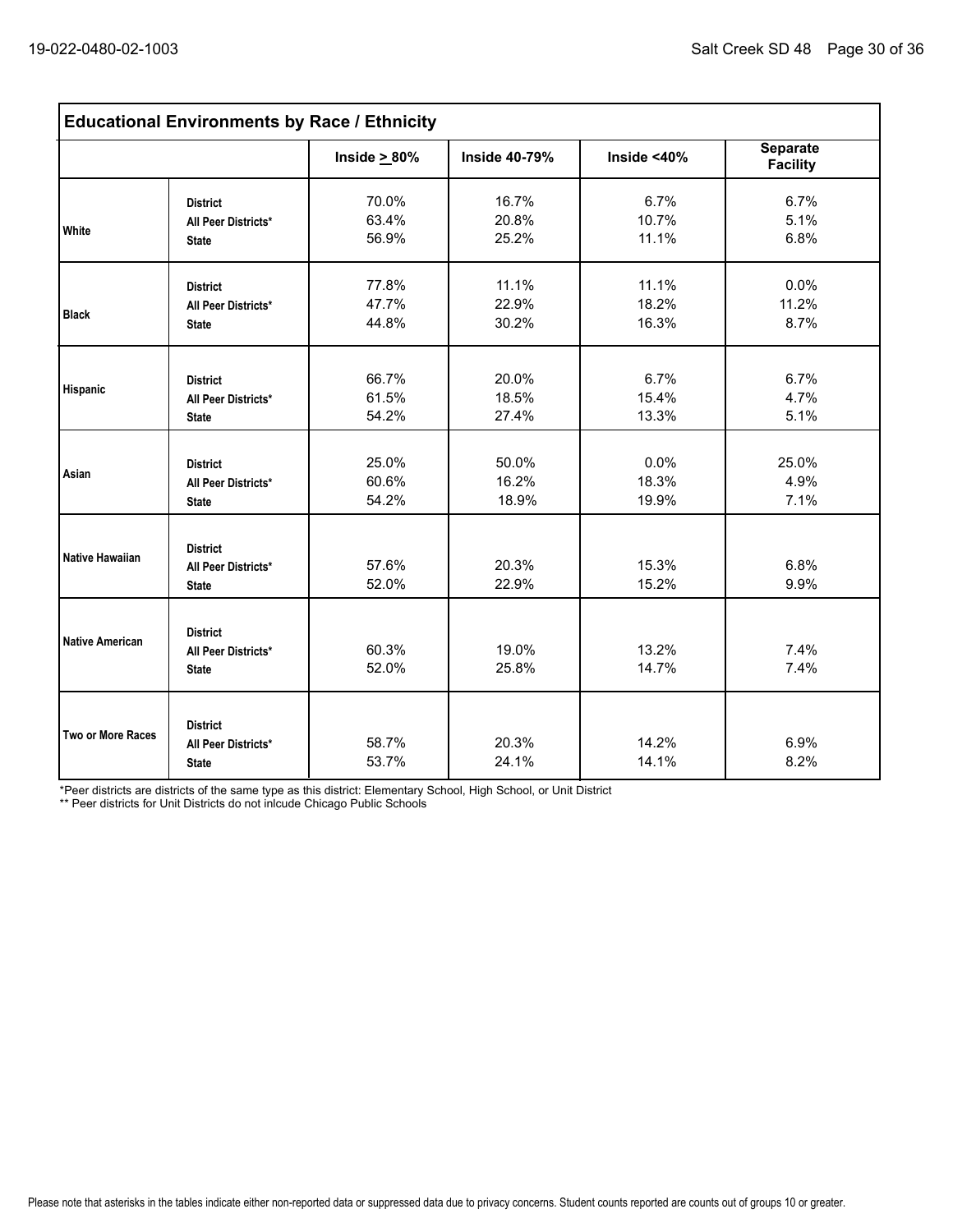## Educational Environments by Race / Ethnicity

| | | Inside ≥ 80% | Inside 40-79% | Inside <40% | Separate Facility |
|---|---|---|---|---|---|
| **White** | **District** | 70.0% | 16.7% | 6.7% | 6.7% |
| | **All Peer Districts*** | 63.4% | 20.8% | 10.7% | 5.1% |
| | **State** | 56.9% | 25.2% | 11.1% | 6.8% |
| **Black** | **District** | 77.8% | 11.1% | 11.1% | 0.0% |
| | **All Peer Districts*** | 47.7% | 22.9% | 18.2% | 11.2% |
| | **State** | 44.8% | 30.2% | 16.3% | 8.7% |
| **Hispanic** | **District** | 66.7% | 20.0% | 6.7% | 6.7% |
| | **All Peer Districts*** | 61.5% | 18.5% | 15.4% | 4.7% |
| | **State** | 54.2% | 27.4% | 13.3% | 5.1% |
| **Asian** | **District** | 25.0% | 50.0% | 0.0% | 25.0% |
| | **All Peer Districts*** | 60.6% | 16.2% | 18.3% | 4.9% |
| | **State** | 54.2% | 18.9% | 19.9% | 7.1% |
| **Native Hawaiian** | **District** | | | | |
| | **All Peer Districts*** | 57.6% | 20.3% | 15.3% | 6.8% |
| | **State** | 52.0% | 22.9% | 15.2% | 9.9% |
| **Native American** | **District** | | | | |
| | **All Peer Districts*** | 60.3% | 19.0% | 13.2% | 7.4% |
| | **State** | 52.0% | 25.8% | 14.7% | 7.4% |
| **Two or More Races** | **District** | | | | |
| | **All Peer Districts*** | 58.7% | 20.3% | 14.2% | 6.9% |
| | **State** | 53.7% | 24.1% | 14.1% | 8.2% |

*Peer districts are districts of the same type as this district: Elementary School, High School, or Unit District

** Peer districts for Unit Districts do not inlcude Chicago Public Schools

Please note that asterisks in the tables indicate either non-reported data or suppressed data due to privacy concerns. Student counts reported are counts out of groups 10 or greater.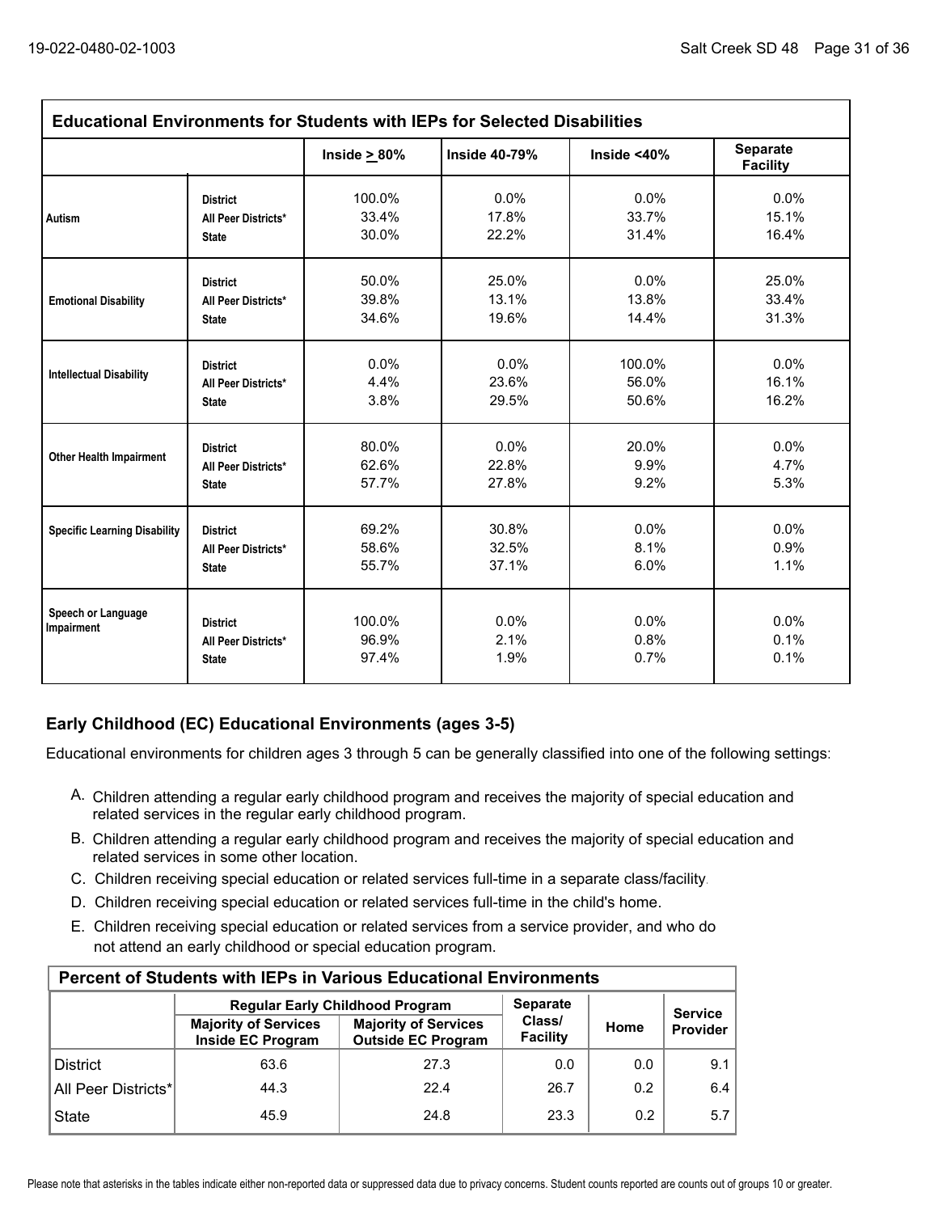## Educational Environments for Students with IEPs for Selected Disabilities

| | | Inside ≥ 80% | Inside 40-79% | Inside <40% | Separate Facility |
|---|---|---|---|---|---|
| Autism | District | 100.0% | 0.0% | 0.0% | 0.0% |
| | All Peer Districts* | 33.4% | 17.8% | 33.7% | 15.1% |
| | State | 30.0% | 22.2% | 31.4% | 16.4% |
| Emotional Disability | District | 50.0% | 25.0% | 0.0% | 25.0% |
| | All Peer Districts* | 39.8% | 13.1% | 13.8% | 33.4% |
| | State | 34.6% | 19.6% | 14.4% | 31.3% |
| Intellectual Disability | District | 0.0% | 0.0% | 100.0% | 0.0% |
| | All Peer Districts* | 4.4% | 23.6% | 56.0% | 16.1% |
| | State | 3.8% | 29.5% | 50.6% | 16.2% |
| Other Health Impairment | District | 80.0% | 0.0% | 20.0% | 0.0% |
| | All Peer Districts* | 62.6% | 22.8% | 9.9% | 4.7% |
| | State | 57.7% | 27.8% | 9.2% | 5.3% |
| Specific Learning Disability | District | 69.2% | 30.8% | 0.0% | 0.0% |
| | All Peer Districts* | 58.6% | 32.5% | 8.1% | 0.9% |
| | State | 55.7% | 37.1% | 6.0% | 1.1% |
| Speech or Language Impairment | District | 100.0% | 0.0% | 0.0% | 0.0% |
| | All Peer Districts* | 96.9% | 2.1% | 0.8% | 0.1% |
| | State | 97.4% | 1.9% | 0.7% | 0.1% |

## Early Childhood (EC) Educational Environments (ages 3-5)

Educational environments for children ages 3 through 5 can be generally classified into one of the following settings:

A. Children attending a regular early childhood program and receives the majority of special education and related services in the regular early childhood program.

B. Children attending a regular early childhood program and receives the majority of special education and related services in some other location.

C. Children receiving special education or related services full-time in a separate class/facility.

D. Children receiving special education or related services full-time in the child's home.

E. Children receiving special education or related services from a service provider, and who do not attend an early childhood or special education program.

### Percent of Students with IEPs in Various Educational Environments

| | Regular Early Childhood Program | | Separate Class/ Facility | Home | Service Provider |
|---|---|---|---|---|---|
| | Majority of Services Inside EC Program | Majority of Services Outside EC Program | | | |
| District | 63.6 | 27.3 | 0.0 | 0.0 | 9.1 |
| All Peer Districts* | 44.3 | 22.4 | 26.7 | 0.2 | 6.4 |
| State | 45.9 | 24.8 | 23.3 | 0.2 | 5.7 |

Please note that asterisks in the tables indicate either non-reported data or suppressed data due to privacy concerns. Student counts reported are counts out of groups 10 or greater.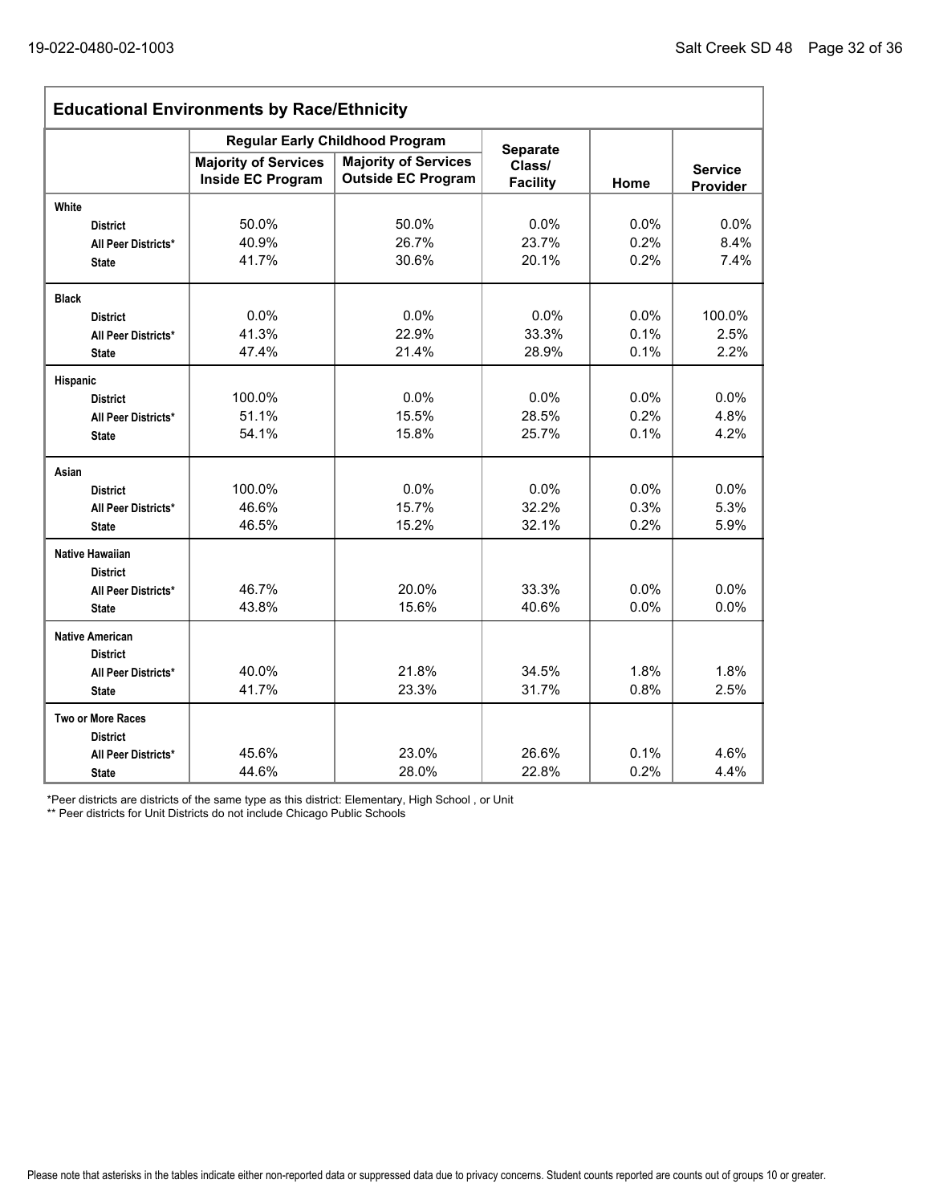## Educational Environments by Race/Ethnicity

| | Regular Early Childhood Program | | Separate Class/ Facility | Home | Service Provider |
|---|---|---|---|---|---|
| | Majority of Services Inside EC Program | Majority of Services Outside EC Program | | | |
| **White** | | | | | |
| District | 50.0% | 50.0% | 0.0% | 0.0% | 0.0% |
| All Peer Districts* | 40.9% | 26.7% | 23.7% | 0.2% | 8.4% |
| State | 41.7% | 30.6% | 20.1% | 0.2% | 7.4% |
| **Black** | | | | | |
| District | 0.0% | 0.0% | 0.0% | 0.0% | 100.0% |
| All Peer Districts* | 41.3% | 22.9% | 33.3% | 0.1% | 2.5% |
| State | 47.4% | 21.4% | 28.9% | 0.1% | 2.2% |
| **Hispanic** | | | | | |
| District | 100.0% | 0.0% | 0.0% | 0.0% | 0.0% |
| All Peer Districts* | 51.1% | 15.5% | 28.5% | 0.2% | 4.8% |
| State | 54.1% | 15.8% | 25.7% | 0.1% | 4.2% |
| **Asian** | | | | | |
| District | 100.0% | 0.0% | 0.0% | 0.0% | 0.0% |
| All Peer Districts* | 46.6% | 15.7% | 32.2% | 0.3% | 5.3% |
| State | 46.5% | 15.2% | 32.1% | 0.2% | 5.9% |
| **Native Hawaiian** | | | | | |
| District | | | | | |
| All Peer Districts* | 46.7% | 20.0% | 33.3% | 0.0% | 0.0% |
| State | 43.8% | 15.6% | 40.6% | 0.0% | 0.0% |
| **Native American** | | | | | |
| District | | | | | |
| All Peer Districts* | 40.0% | 21.8% | 34.5% | 1.8% | 1.8% |
| State | 41.7% | 23.3% | 31.7% | 0.8% | 2.5% |
| **Two or More Races** | | | | | |
| District | | | | | |
| All Peer Districts* | 45.6% | 23.0% | 26.6% | 0.1% | 4.6% |
| State | 44.6% | 28.0% | 22.8% | 0.2% | 4.4% |

*Peer districts are districts of the same type as this district: Elementary, High School , or Unit

** Peer districts for Unit Districts do not include Chicago Public Schools

Please note that asterisks in the tables indicate either non-reported data or suppressed data due to privacy concerns. Student counts reported are counts out of groups 10 or greater.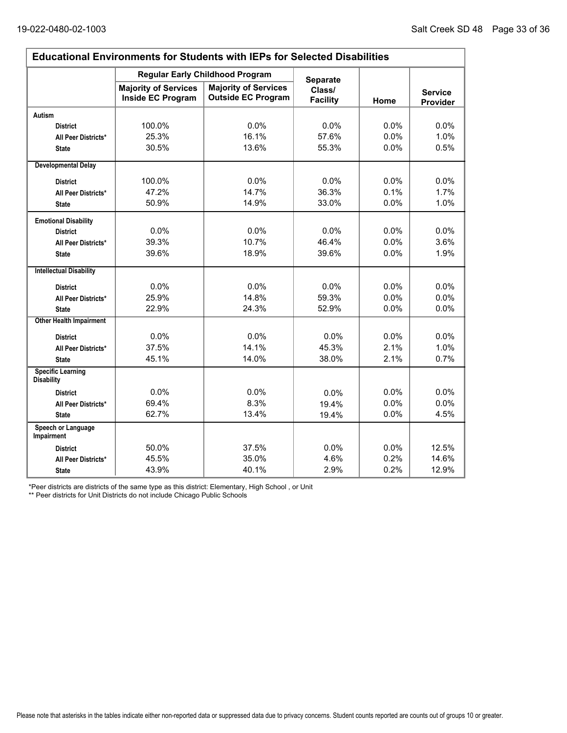## Educational Environments for Students with IEPs for Selected Disabilities

| | Regular Early Childhood Program | | Separate Class/ Facility | Home | Service Provider |
|---|---|---|---|---|---|
| | Majority of Services Inside EC Program | Majority of Services Outside EC Program | | | |
| **Autism** | | | | | |
| **District** | 100.0% | 0.0% | 0.0% | 0.0% | 0.0% |
| **All Peer Districts*** | 25.3% | 16.1% | 57.6% | 0.0% | 1.0% |
| **State** | 30.5% | 13.6% | 55.3% | 0.0% | 0.5% |
| **Developmental Delay** | | | | | |
| **District** | 100.0% | 0.0% | 0.0% | 0.0% | 0.0% |
| **All Peer Districts*** | 47.2% | 14.7% | 36.3% | 0.1% | 1.7% |
| **State** | 50.9% | 14.9% | 33.0% | 0.0% | 1.0% |
| **Emotional Disability** | | | | | |
| **District** | 0.0% | 0.0% | 0.0% | 0.0% | 0.0% |
| **All Peer Districts*** | 39.3% | 10.7% | 46.4% | 0.0% | 3.6% |
| **State** | 39.6% | 18.9% | 39.6% | 0.0% | 1.9% |
| **Intellectual Disability** | | | | | |
| **District** | 0.0% | 0.0% | 0.0% | 0.0% | 0.0% |
| **All Peer Districts*** | 25.9% | 14.8% | 59.3% | 0.0% | 0.0% |
| **State** | 22.9% | 24.3% | 52.9% | 0.0% | 0.0% |
| **Other Health Impairment** | | | | | |
| **District** | 0.0% | 0.0% | 0.0% | 0.0% | 0.0% |
| **All Peer Districts*** | 37.5% | 14.1% | 45.3% | 2.1% | 1.0% |
| **State** | 45.1% | 14.0% | 38.0% | 2.1% | 0.7% |
| **Specific Learning Disability** | | | | | |
| **District** | 0.0% | 0.0% | 0.0% | 0.0% | 0.0% |
| **All Peer Districts*** | 69.4% | 8.3% | 19.4% | 0.0% | 0.0% |
| **State** | 62.7% | 13.4% | 19.4% | 0.0% | 4.5% |
| **Speech or Language Impairment** | | | | | |
| **District** | 50.0% | 37.5% | 0.0% | 0.0% | 12.5% |
| **All Peer Districts*** | 45.5% | 35.0% | 4.6% | 0.2% | 14.6% |
| **State** | 43.9% | 40.1% | 2.9% | 0.2% | 12.9% |

*Peer districts are districts of the same type as this district: Elementary, High School , or Unit

** Peer districts for Unit Districts do not include Chicago Public Schools

Please note that asterisks in the tables indicate either non-reported data or suppressed data due to privacy concerns. Student counts reported are counts out of groups 10 or greater.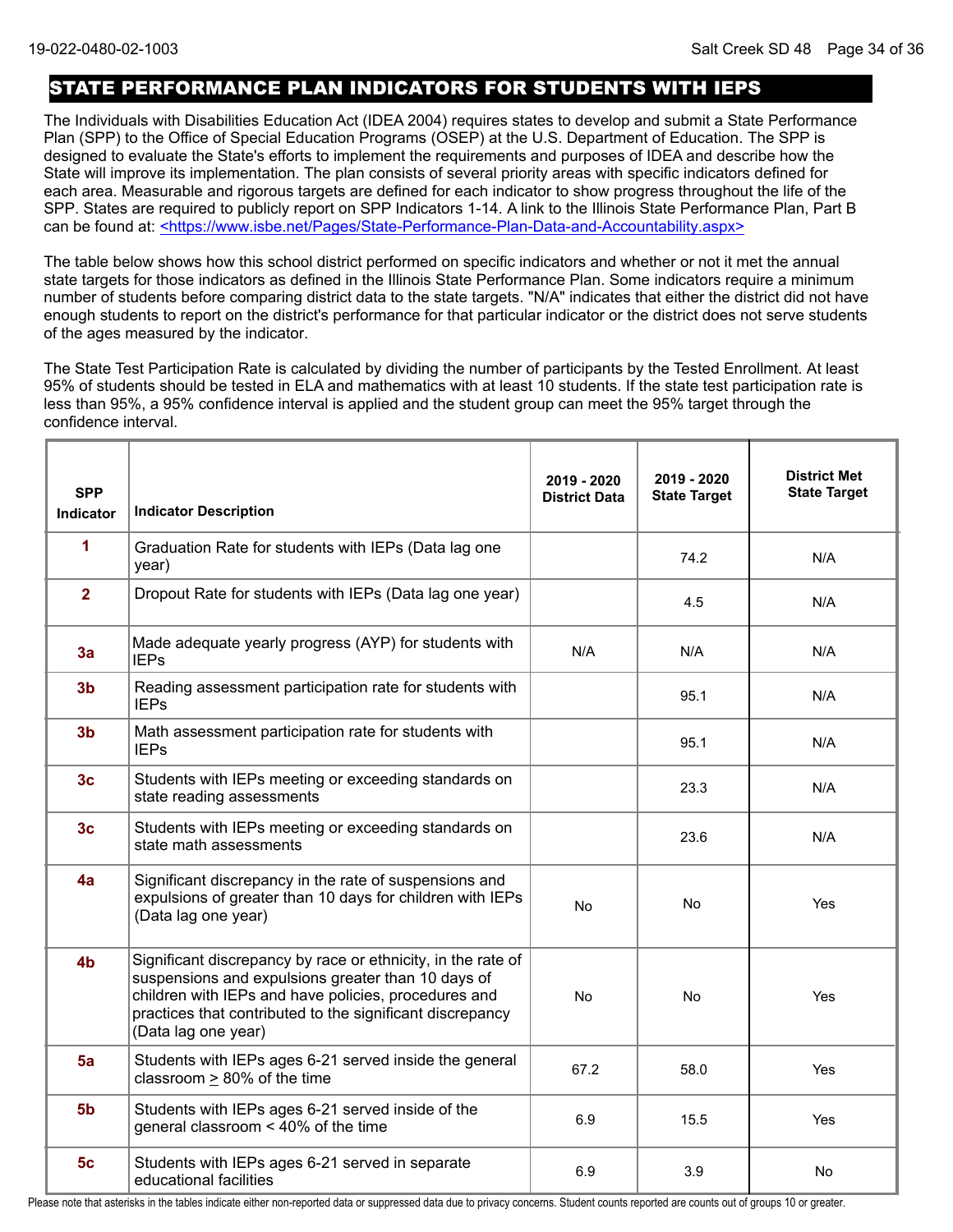# STATE PERFORMANCE PLAN INDICATORS FOR STUDENTS WITH IEPS

The Individuals with Disabilities Education Act (IDEA 2004) requires states to develop and submit a State Performance Plan (SPP) to the Office of Special Education Programs (OSEP) at the U.S. Department of Education. The SPP is designed to evaluate the State's efforts to implement the requirements and purposes of IDEA and describe how the State will improve its implementation. The plan consists of several priority areas with specific indicators defined for each area. Measurable and rigorous targets are defined for each indicator to show progress throughout the life of the SPP. States are required to publicly report on SPP Indicators 1-14. A link to the Illinois State Performance Plan, Part B can be found at: <https://www.isbe.net/Pages/State-Performance-Plan-Data-and-Accountability.aspx>

The table below shows how this school district performed on specific indicators and whether or not it met the annual state targets for those indicators as defined in the Illinois State Performance Plan. Some indicators require a minimum number of students before comparing district data to the state targets. "N/A" indicates that either the district did not have enough students to report on the district's performance for that particular indicator or the district does not serve students of the ages measured by the indicator.

The State Test Participation Rate is calculated by dividing the number of participants by the Tested Enrollment. At least 95% of students should be tested in ELA and mathematics with at least 10 students. If the state test participation rate is less than 95%, a 95% confidence interval is applied and the student group can meet the 95% target through the confidence interval.

| SPP Indicator | Indicator Description | 2019 - 2020 District Data | 2019 - 2020 State Target | District Met State Target |
|---|---|---|---|---|
| 1 | Graduation Rate for students with IEPs (Data lag one year) | | 74.2 | N/A |
| 2 | Dropout Rate for students with IEPs (Data lag one year) | | 4.5 | N/A |
| 3a | Made adequate yearly progress (AYP) for students with IEPs | N/A | N/A | N/A |
| 3b | Reading assessment participation rate for students with IEPs | | 95.1 | N/A |
| 3b | Math assessment participation rate for students with IEPs | | 95.1 | N/A |
| 3c | Students with IEPs meeting or exceeding standards on state reading assessments | | 23.3 | N/A |
| 3c | Students with IEPs meeting or exceeding standards on state math assessments | | 23.6 | N/A |
| 4a | Significant discrepancy in the rate of suspensions and expulsions of greater than 10 days for children with IEPs (Data lag one year) | No | No | Yes |
| 4b | Significant discrepancy by race or ethnicity, in the rate of suspensions and expulsions greater than 10 days of children with IEPs and have policies, procedures and practices that contributed to the significant discrepancy (Data lag one year) | No | No | Yes |
| 5a | Students with IEPs ages 6-21 served inside the general classroom ≥ 80% of the time | 67.2 | 58.0 | Yes |
| 5b | Students with IEPs ages 6-21 served inside of the general classroom < 40% of the time | 6.9 | 15.5 | Yes |
| 5c | Students with IEPs ages 6-21 served in separate educational facilities | 6.9 | 3.9 | No |

Please note that asterisks in the tables indicate either non-reported data or suppressed data due to privacy concerns. Student counts reported are counts out of groups 10 or greater.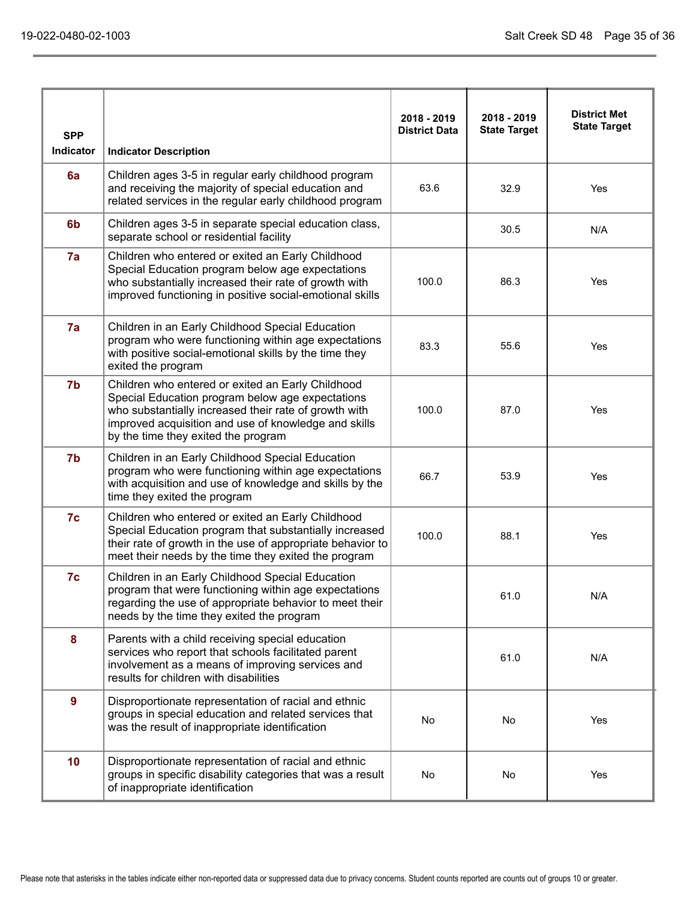| SPP Indicator | Indicator Description | 2018 - 2019 District Data | 2018 - 2019 State Target | District Met State Target |
|---|---|---|---|---|
| 6a | Children ages 3-5 in regular early childhood program and receiving the majority of special education and related services in the regular early childhood program | 63.6 | 32.9 | Yes |
| 6b | Children ages 3-5 in separate special education class, separate school or residential facility | | 30.5 | N/A |
| 7a | Children who entered or exited an Early Childhood Special Education program below age expectations who substantially increased their rate of growth with improved functioning in positive social-emotional skills | 100.0 | 86.3 | Yes |
| 7a | Children in an Early Childhood Special Education program who were functioning within age expectations with positive social-emotional skills by the time they exited the program | 83.3 | 55.6 | Yes |
| 7b | Children who entered or exited an Early Childhood Special Education program below age expectations who substantially increased their rate of growth with improved acquisition and use of knowledge and skills by the time they exited the program | 100.0 | 87.0 | Yes |
| 7b | Children in an Early Childhood Special Education program who were functioning within age expectations with acquisition and use of knowledge and skills by the time they exited the program | 66.7 | 53.9 | Yes |
| 7c | Children who entered or exited an Early Childhood Special Education program that substantially increased their rate of growth in the use of appropriate behavior to meet their needs by the time they exited the program | 100.0 | 88.1 | Yes |
| 7c | Children in an Early Childhood Special Education program that were functioning within age expectations regarding the use of appropriate behavior to meet their needs by the time they exited the program | | 61.0 | N/A |
| 8 | Parents with a child receiving special education services who report that schools facilitated parent involvement as a means of improving services and results for children with disabilities | | 61.0 | N/A |
| 9 | Disproportionate representation of racial and ethnic groups in special education and related services that was the result of inappropriate identification | No | No | Yes |
| 10 | Disproportionate representation of racial and ethnic groups in specific disability categories that was a result of inappropriate identification | No | No | Yes |

Please note that asterisks in the tables indicate either non-reported data or suppressed data due to privacy concerns. Student counts reported are counts out of groups 10 or greater.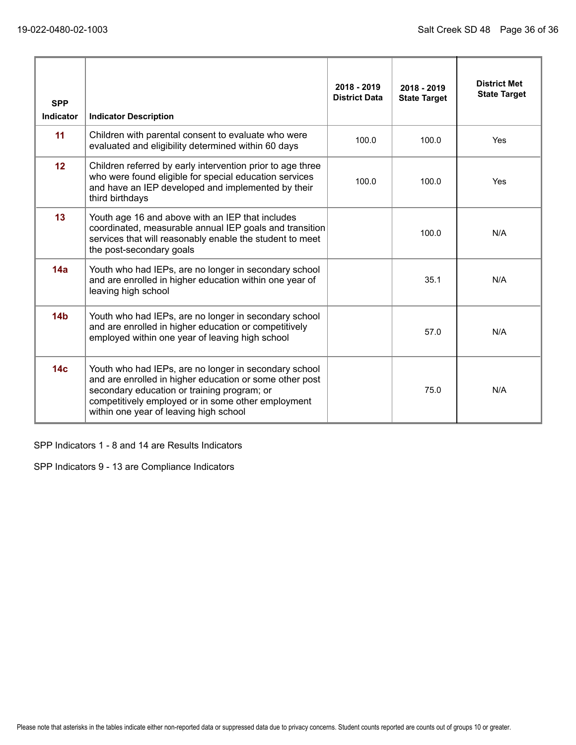| SPP Indicator | Indicator Description | 2018 - 2019 District Data | 2018 - 2019 State Target | District Met State Target |
|---|---|---|---|---|
| 11 | Children with parental consent to evaluate who were evaluated and eligibility determined within 60 days | 100.0 | 100.0 | Yes |
| 12 | Children referred by early intervention prior to age three who were found eligible for special education services and have an IEP developed and implemented by their third birthdays | 100.0 | 100.0 | Yes |
| 13 | Youth age 16 and above with an IEP that includes coordinated, measurable annual IEP goals and transition services that will reasonably enable the student to meet the post-secondary goals | | 100.0 | N/A |
| 14a | Youth who had IEPs, are no longer in secondary school and are enrolled in higher education within one year of leaving high school | | 35.1 | N/A |
| 14b | Youth who had IEPs, are no longer in secondary school and are enrolled in higher education or competitively employed within one year of leaving high school | | 57.0 | N/A |
| 14c | Youth who had IEPs, are no longer in secondary school and are enrolled in higher education or some other post secondary education or training program; or competitively employed or in some other employment within one year of leaving high school | | 75.0 | N/A |

SPP Indicators 1 - 8 and 14 are Results Indicators

SPP Indicators 9 - 13 are Compliance Indicators

Please note that asterisks in the tables indicate either non-reported data or suppressed data due to privacy concerns. Student counts reported are counts out of groups 10 or greater.